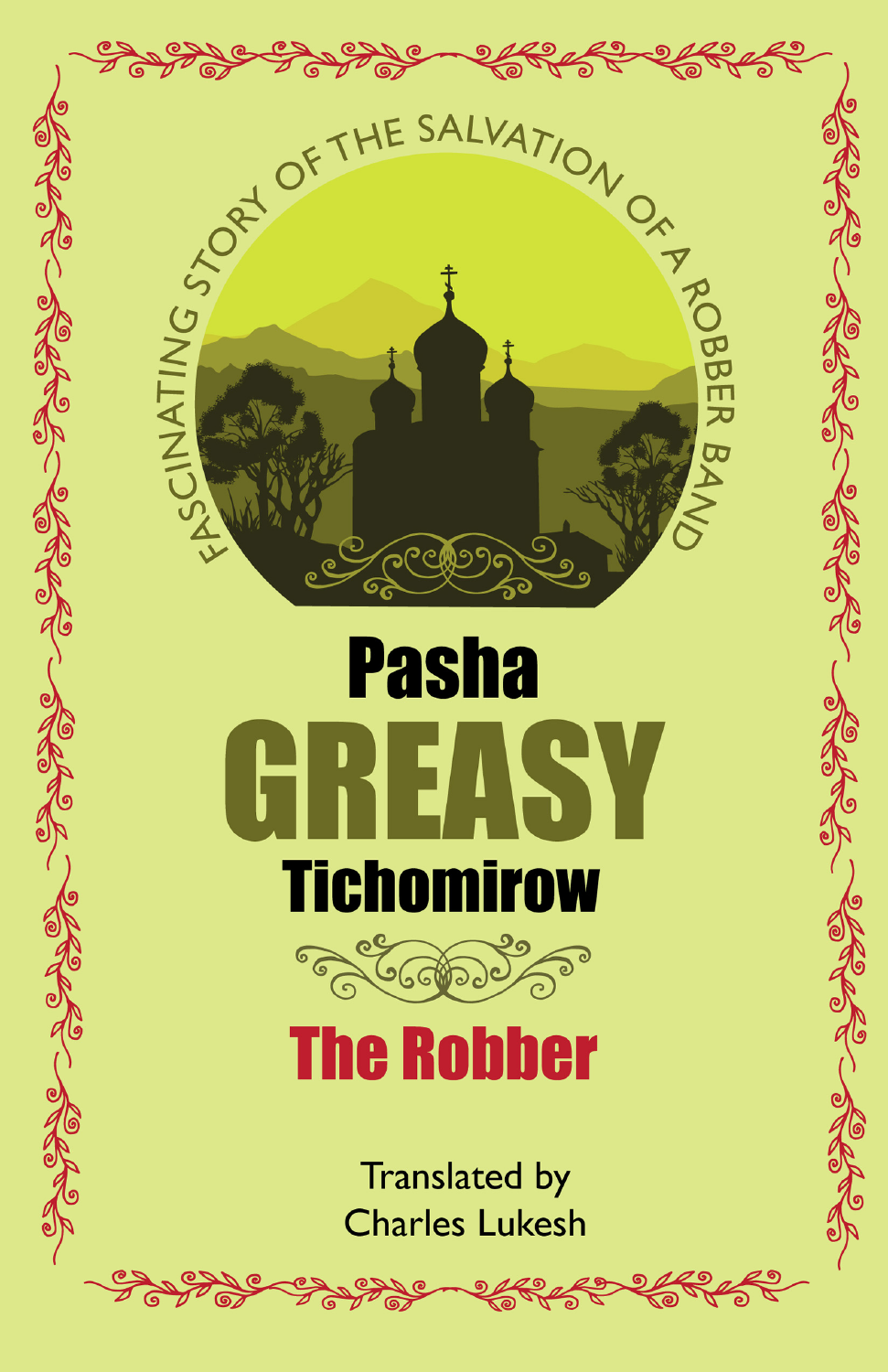FASCINATING STORY OF THE SALVATION OF A ROBBER BAND

# Pasha GREASY Tichomirow

## The Robber

Translated by
Charles Lukesh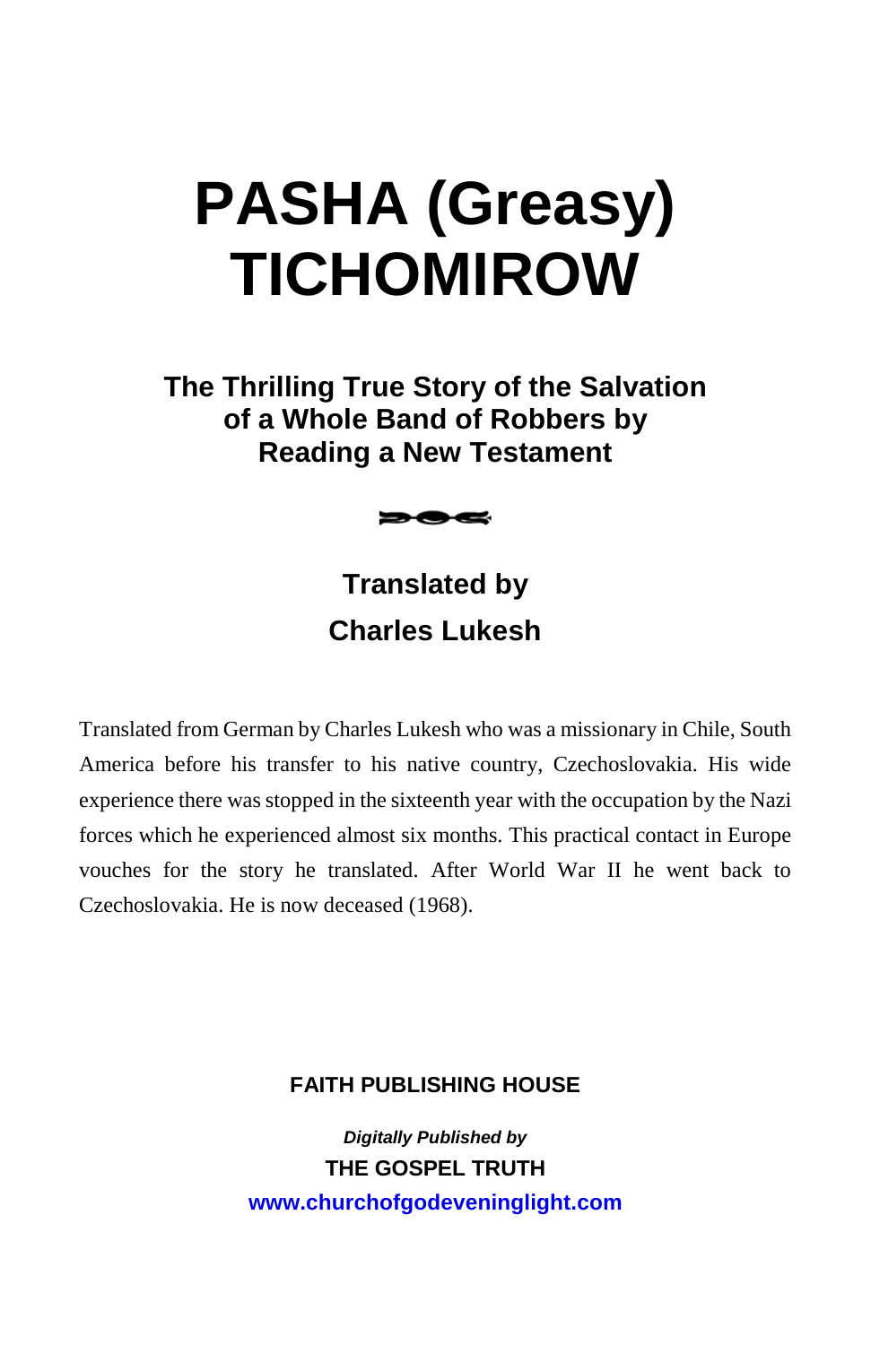# PASHA (Greasy) TICHOMIROW

### The Thrilling True Story of the Salvation of a Whole Band of Robbers by Reading a New Testament

### Translated by
### Charles Lukesh

Translated from German by Charles Lukesh who was a missionary in Chile, South America before his transfer to his native country, Czechoslovakia. His wide experience there was stopped in the sixteenth year with the occupation by the Nazi forces which he experienced almost six months. This practical contact in Europe vouches for the story he translated. After World War II he went back to Czechoslovakia. He is now deceased (1968).

**FAITH PUBLISHING HOUSE**

***Digitally Published by***
**THE GOSPEL TRUTH**
**www.churchofgodeveninglight.com**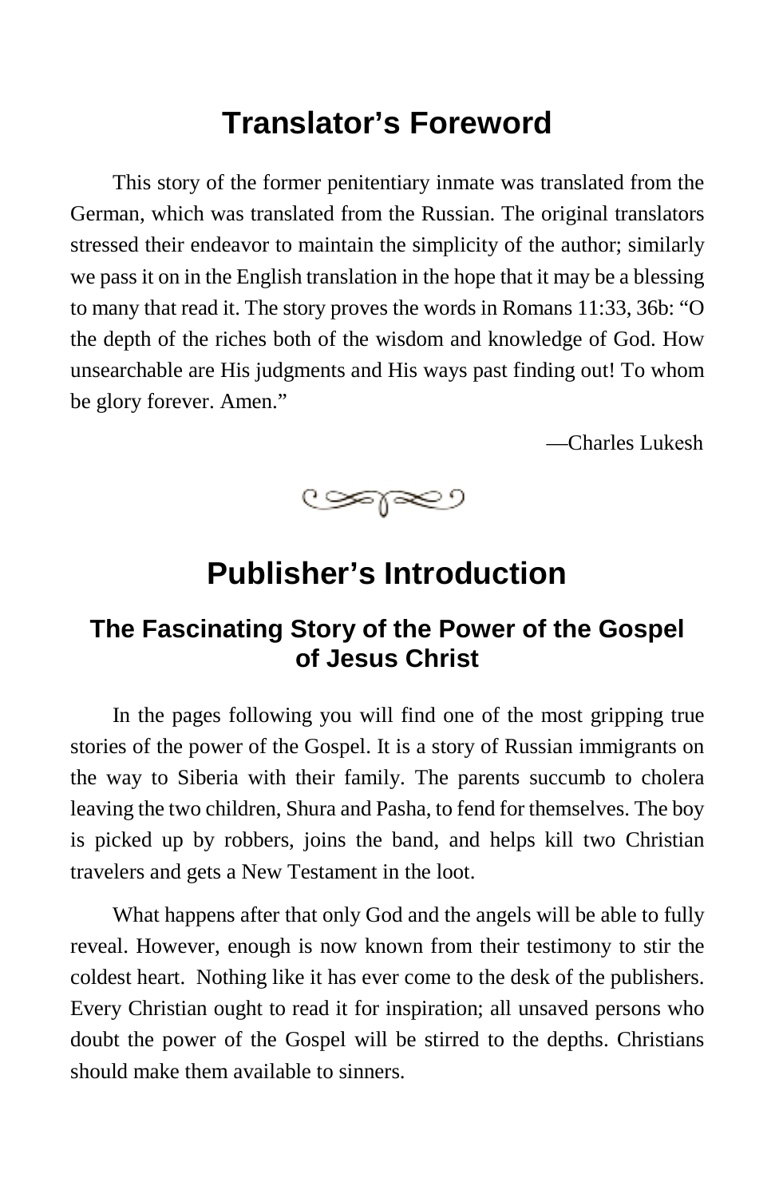# Translator's Foreword

This story of the former penitentiary inmate was translated from the German, which was translated from the Russian. The original translators stressed their endeavor to maintain the simplicity of the author; similarly we pass it on in the English translation in the hope that it may be a blessing to many that read it. The story proves the words in Romans 11:33, 36b: "O the depth of the riches both of the wisdom and knowledge of God. How unsearchable are His judgments and His ways past finding out! To whom be glory forever. Amen."

—Charles Lukesh

# Publisher's Introduction

## The Fascinating Story of the Power of the Gospel of Jesus Christ

In the pages following you will find one of the most gripping true stories of the power of the Gospel. It is a story of Russian immigrants on the way to Siberia with their family. The parents succumb to cholera leaving the two children, Shura and Pasha, to fend for themselves. The boy is picked up by robbers, joins the band, and helps kill two Christian travelers and gets a New Testament in the loot.

What happens after that only God and the angels will be able to fully reveal. However, enough is now known from their testimony to stir the coldest heart. Nothing like it has ever come to the desk of the publishers. Every Christian ought to read it for inspiration; all unsaved persons who doubt the power of the Gospel will be stirred to the depths. Christians should make them available to sinners.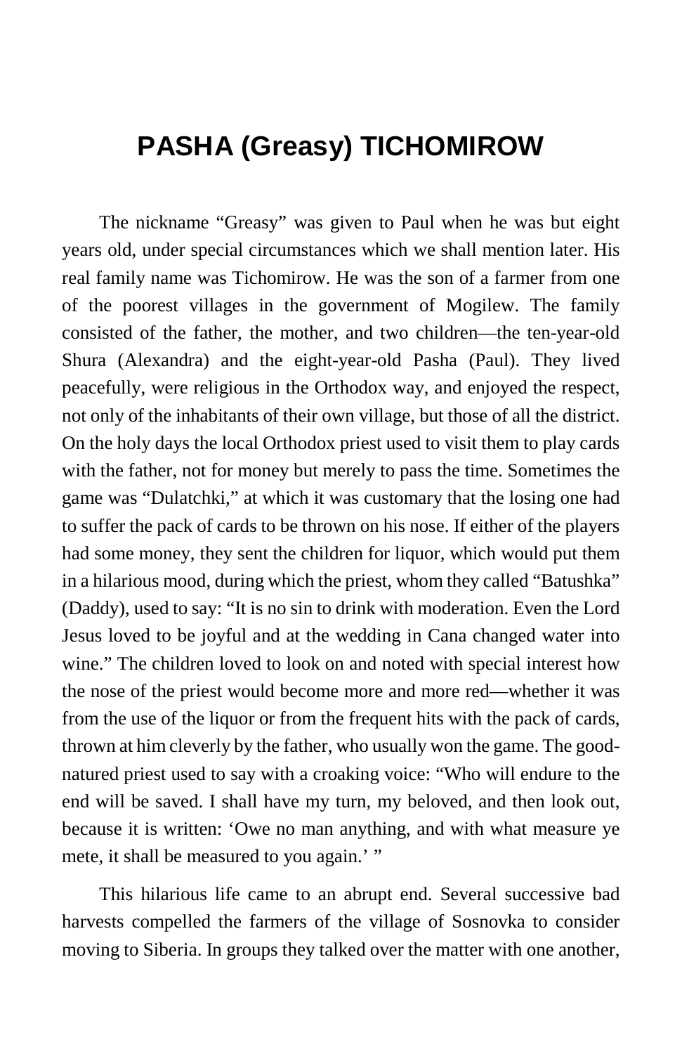# PASHA (Greasy) TICHOMIROW

The nickname "Greasy" was given to Paul when he was but eight years old, under special circumstances which we shall mention later. His real family name was Tichomirow. He was the son of a farmer from one of the poorest villages in the government of Mogilew. The family consisted of the father, the mother, and two children—the ten-year-old Shura (Alexandra) and the eight-year-old Pasha (Paul). They lived peacefully, were religious in the Orthodox way, and enjoyed the respect, not only of the inhabitants of their own village, but those of all the district. On the holy days the local Orthodox priest used to visit them to play cards with the father, not for money but merely to pass the time. Sometimes the game was "Dulatchki," at which it was customary that the losing one had to suffer the pack of cards to be thrown on his nose. If either of the players had some money, they sent the children for liquor, which would put them in a hilarious mood, during which the priest, whom they called "Batushka" (Daddy), used to say: "It is no sin to drink with moderation. Even the Lord Jesus loved to be joyful and at the wedding in Cana changed water into wine." The children loved to look on and noted with special interest how the nose of the priest would become more and more red—whether it was from the use of the liquor or from the frequent hits with the pack of cards, thrown at him cleverly by the father, who usually won the game. The good-natured priest used to say with a croaking voice: "Who will endure to the end will be saved. I shall have my turn, my beloved, and then look out, because it is written: 'Owe no man anything, and with what measure ye mete, it shall be measured to you again.' "

This hilarious life came to an abrupt end. Several successive bad harvests compelled the farmers of the village of Sosnovka to consider moving to Siberia. In groups they talked over the matter with one another,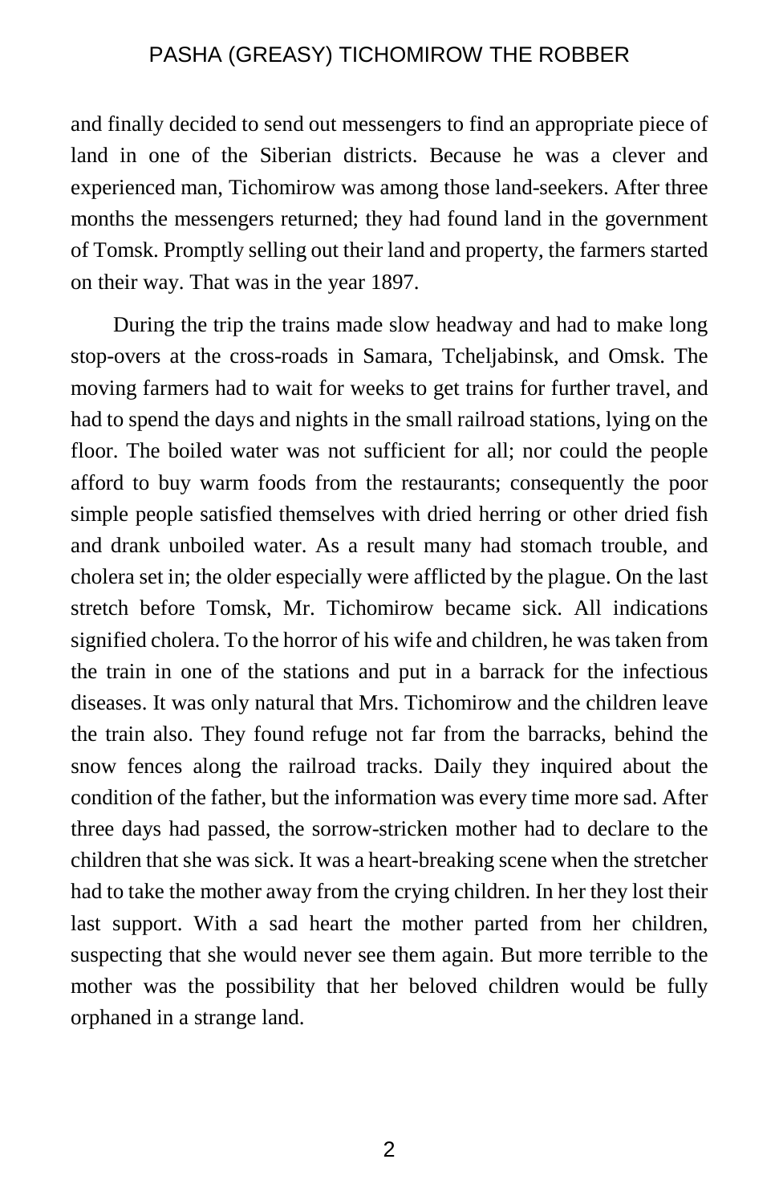and finally decided to send out messengers to find an appropriate piece of land in one of the Siberian districts. Because he was a clever and experienced man, Tichomirow was among those land-seekers. After three months the messengers returned; they had found land in the government of Tomsk. Promptly selling out their land and property, the farmers started on their way. That was in the year 1897.

During the trip the trains made slow headway and had to make long stop-overs at the cross-roads in Samara, Tcheljabinsk, and Omsk. The moving farmers had to wait for weeks to get trains for further travel, and had to spend the days and nights in the small railroad stations, lying on the floor. The boiled water was not sufficient for all; nor could the people afford to buy warm foods from the restaurants; consequently the poor simple people satisfied themselves with dried herring or other dried fish and drank unboiled water. As a result many had stomach trouble, and cholera set in; the older especially were afflicted by the plague. On the last stretch before Tomsk, Mr. Tichomirow became sick. All indications signified cholera. To the horror of his wife and children, he was taken from the train in one of the stations and put in a barrack for the infectious diseases. It was only natural that Mrs. Tichomirow and the children leave the train also. They found refuge not far from the barracks, behind the snow fences along the railroad tracks. Daily they inquired about the condition of the father, but the information was every time more sad. After three days had passed, the sorrow-stricken mother had to declare to the children that she was sick. It was a heart-breaking scene when the stretcher had to take the mother away from the crying children. In her they lost their last support. With a sad heart the mother parted from her children, suspecting that she would never see them again. But more terrible to the mother was the possibility that her beloved children would be fully orphaned in a strange land.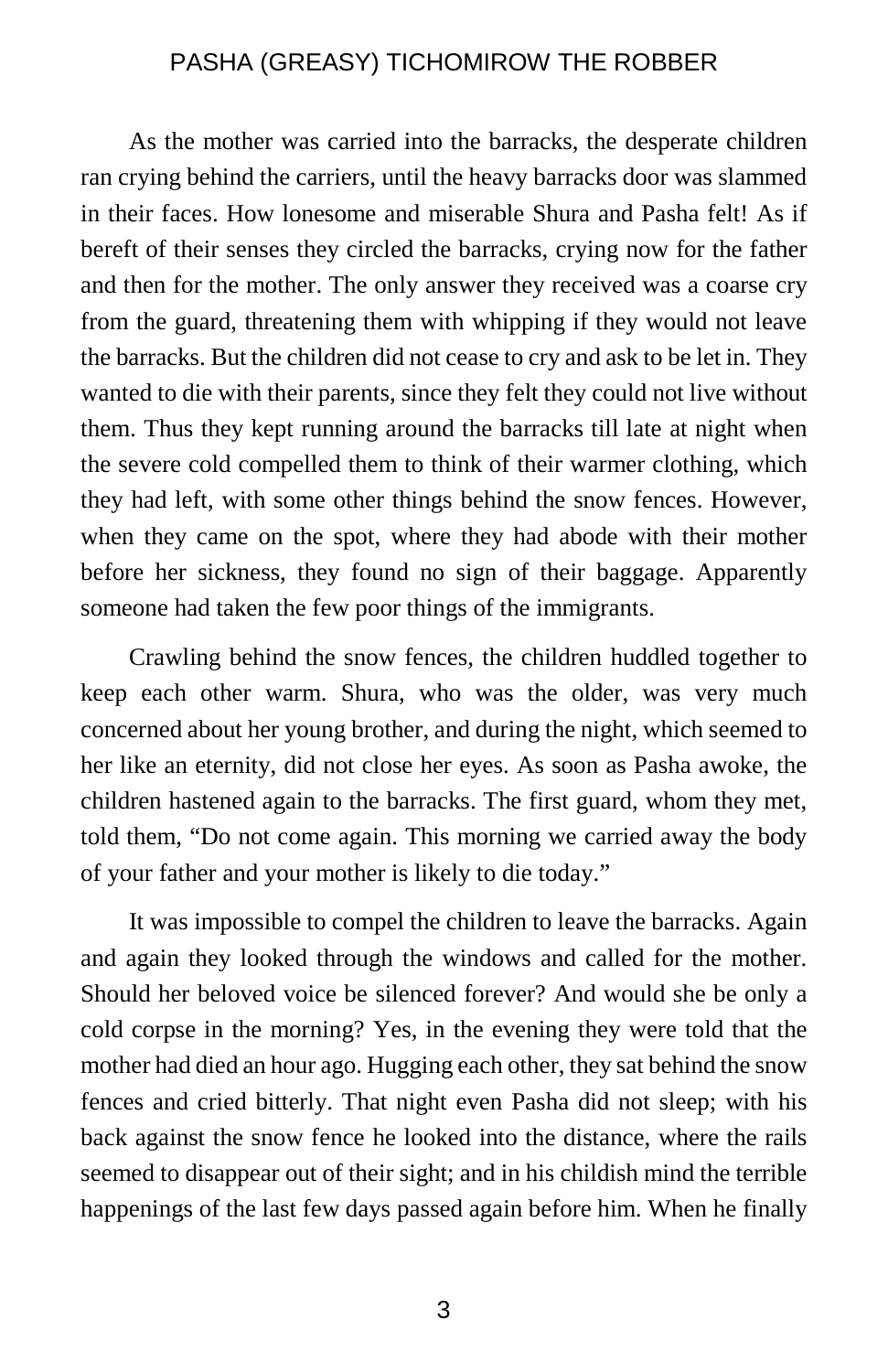As the mother was carried into the barracks, the desperate children ran crying behind the carriers, until the heavy barracks door was slammed in their faces. How lonesome and miserable Shura and Pasha felt! As if bereft of their senses they circled the barracks, crying now for the father and then for the mother. The only answer they received was a coarse cry from the guard, threatening them with whipping if they would not leave the barracks. But the children did not cease to cry and ask to be let in. They wanted to die with their parents, since they felt they could not live without them. Thus they kept running around the barracks till late at night when the severe cold compelled them to think of their warmer clothing, which they had left, with some other things behind the snow fences. However, when they came on the spot, where they had abode with their mother before her sickness, they found no sign of their baggage. Apparently someone had taken the few poor things of the immigrants.

Crawling behind the snow fences, the children huddled together to keep each other warm. Shura, who was the older, was very much concerned about her young brother, and during the night, which seemed to her like an eternity, did not close her eyes. As soon as Pasha awoke, the children hastened again to the barracks. The first guard, whom they met, told them, “Do not come again. This morning we carried away the body of your father and your mother is likely to die today.”

It was impossible to compel the children to leave the barracks. Again and again they looked through the windows and called for the mother. Should her beloved voice be silenced forever? And would she be only a cold corpse in the morning? Yes, in the evening they were told that the mother had died an hour ago. Hugging each other, they sat behind the snow fences and cried bitterly. That night even Pasha did not sleep; with his back against the snow fence he looked into the distance, where the rails seemed to disappear out of their sight; and in his childish mind the terrible happenings of the last few days passed again before him. When he finally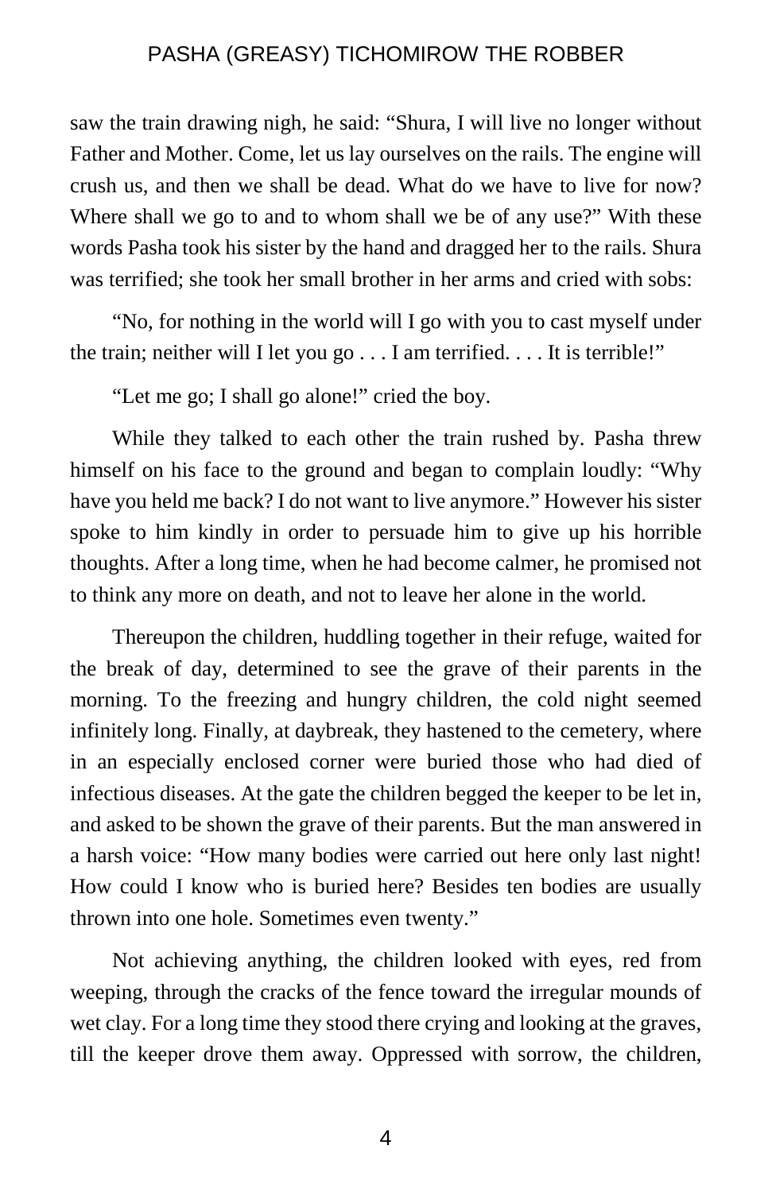saw the train drawing nigh, he said: "Shura, I will live no longer without Father and Mother. Come, let us lay ourselves on the rails. The engine will crush us, and then we shall be dead. What do we have to live for now? Where shall we go to and to whom shall we be of any use?" With these words Pasha took his sister by the hand and dragged her to the rails. Shura was terrified; she took her small brother in her arms and cried with sobs:

"No, for nothing in the world will I go with you to cast myself under the train; neither will I let you go . . . I am terrified. . . . It is terrible!"

"Let me go; I shall go alone!" cried the boy.

While they talked to each other the train rushed by. Pasha threw himself on his face to the ground and began to complain loudly: "Why have you held me back? I do not want to live anymore." However his sister spoke to him kindly in order to persuade him to give up his horrible thoughts. After a long time, when he had become calmer, he promised not to think any more on death, and not to leave her alone in the world.

Thereupon the children, huddling together in their refuge, waited for the break of day, determined to see the grave of their parents in the morning. To the freezing and hungry children, the cold night seemed infinitely long. Finally, at daybreak, they hastened to the cemetery, where in an especially enclosed corner were buried those who had died of infectious diseases. At the gate the children begged the keeper to be let in, and asked to be shown the grave of their parents. But the man answered in a harsh voice: "How many bodies were carried out here only last night! How could I know who is buried here? Besides ten bodies are usually thrown into one hole. Sometimes even twenty."

Not achieving anything, the children looked with eyes, red from weeping, through the cracks of the fence toward the irregular mounds of wet clay. For a long time they stood there crying and looking at the graves, till the keeper drove them away. Oppressed with sorrow, the children,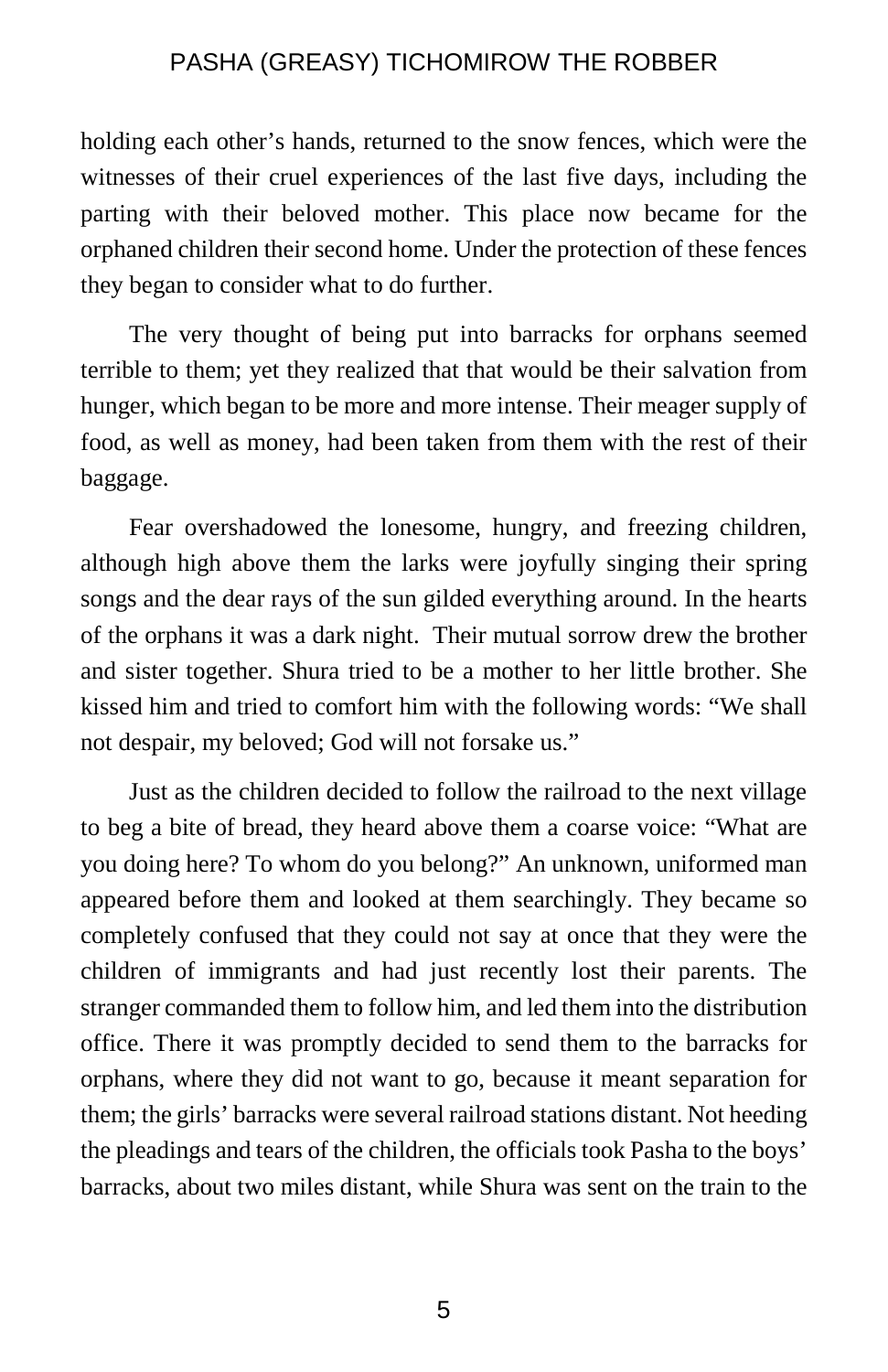holding each other's hands, returned to the snow fences, which were the witnesses of their cruel experiences of the last five days, including the parting with their beloved mother. This place now became for the orphaned children their second home. Under the protection of these fences they began to consider what to do further.

The very thought of being put into barracks for orphans seemed terrible to them; yet they realized that that would be their salvation from hunger, which began to be more and more intense. Their meager supply of food, as well as money, had been taken from them with the rest of their baggage.

Fear overshadowed the lonesome, hungry, and freezing children, although high above them the larks were joyfully singing their spring songs and the dear rays of the sun gilded everything around. In the hearts of the orphans it was a dark night. Their mutual sorrow drew the brother and sister together. Shura tried to be a mother to her little brother. She kissed him and tried to comfort him with the following words: "We shall not despair, my beloved; God will not forsake us."

Just as the children decided to follow the railroad to the next village to beg a bite of bread, they heard above them a coarse voice: "What are you doing here? To whom do you belong?" An unknown, uniformed man appeared before them and looked at them searchingly. They became so completely confused that they could not say at once that they were the children of immigrants and had just recently lost their parents. The stranger commanded them to follow him, and led them into the distribution office. There it was promptly decided to send them to the barracks for orphans, where they did not want to go, because it meant separation for them; the girls' barracks were several railroad stations distant. Not heeding the pleadings and tears of the children, the officials took Pasha to the boys' barracks, about two miles distant, while Shura was sent on the train to the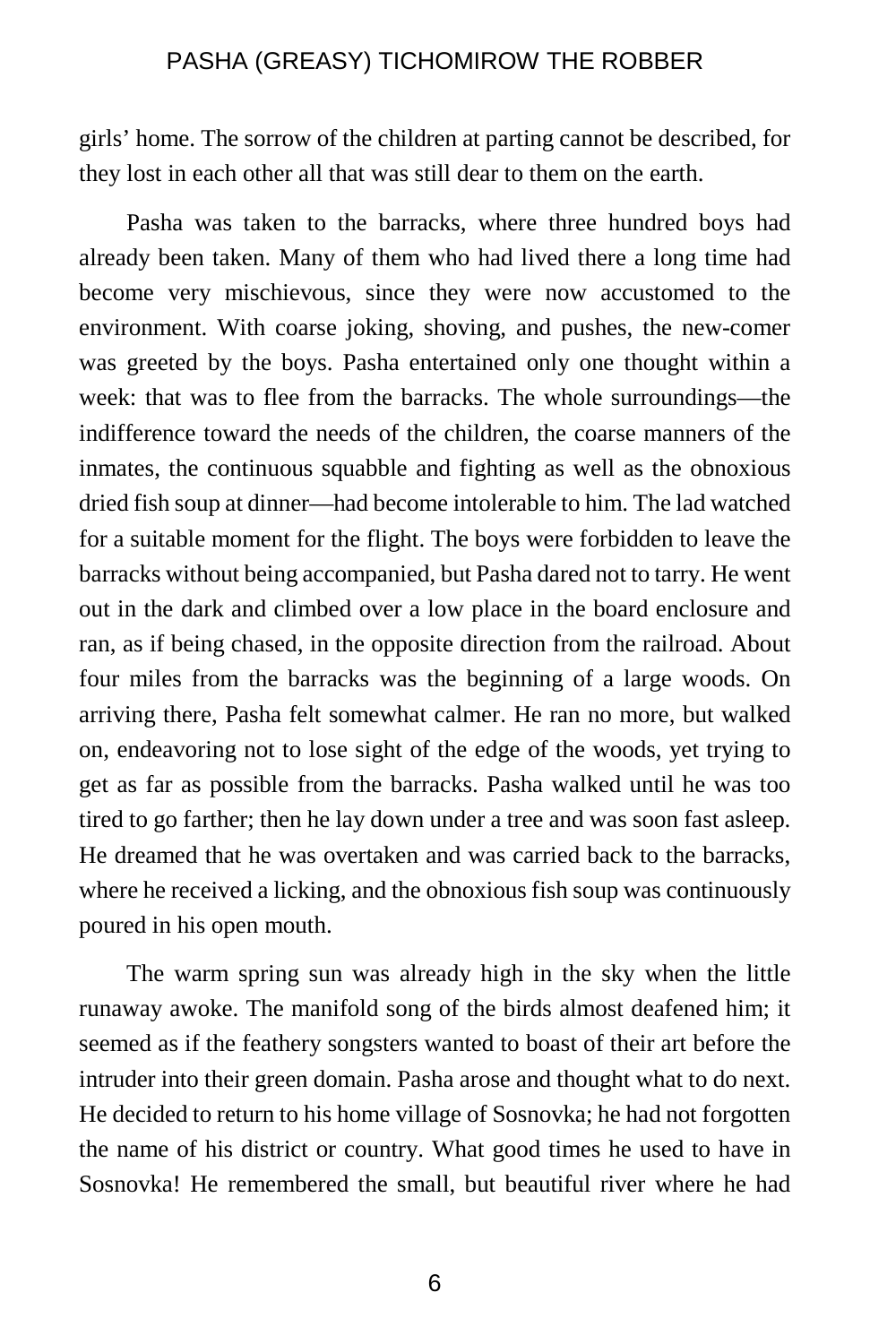girls' home. The sorrow of the children at parting cannot be described, for they lost in each other all that was still dear to them on the earth.

Pasha was taken to the barracks, where three hundred boys had already been taken. Many of them who had lived there a long time had become very mischievous, since they were now accustomed to the environment. With coarse joking, shoving, and pushes, the new-comer was greeted by the boys. Pasha entertained only one thought within a week: that was to flee from the barracks. The whole surroundings—the indifference toward the needs of the children, the coarse manners of the inmates, the continuous squabble and fighting as well as the obnoxious dried fish soup at dinner—had become intolerable to him. The lad watched for a suitable moment for the flight. The boys were forbidden to leave the barracks without being accompanied, but Pasha dared not to tarry. He went out in the dark and climbed over a low place in the board enclosure and ran, as if being chased, in the opposite direction from the railroad. About four miles from the barracks was the beginning of a large woods. On arriving there, Pasha felt somewhat calmer. He ran no more, but walked on, endeavoring not to lose sight of the edge of the woods, yet trying to get as far as possible from the barracks. Pasha walked until he was too tired to go farther; then he lay down under a tree and was soon fast asleep. He dreamed that he was overtaken and was carried back to the barracks, where he received a licking, and the obnoxious fish soup was continuously poured in his open mouth.

The warm spring sun was already high in the sky when the little runaway awoke. The manifold song of the birds almost deafened him; it seemed as if the feathery songsters wanted to boast of their art before the intruder into their green domain. Pasha arose and thought what to do next. He decided to return to his home village of Sosnovka; he had not forgotten the name of his district or country. What good times he used to have in Sosnovka! He remembered the small, but beautiful river where he had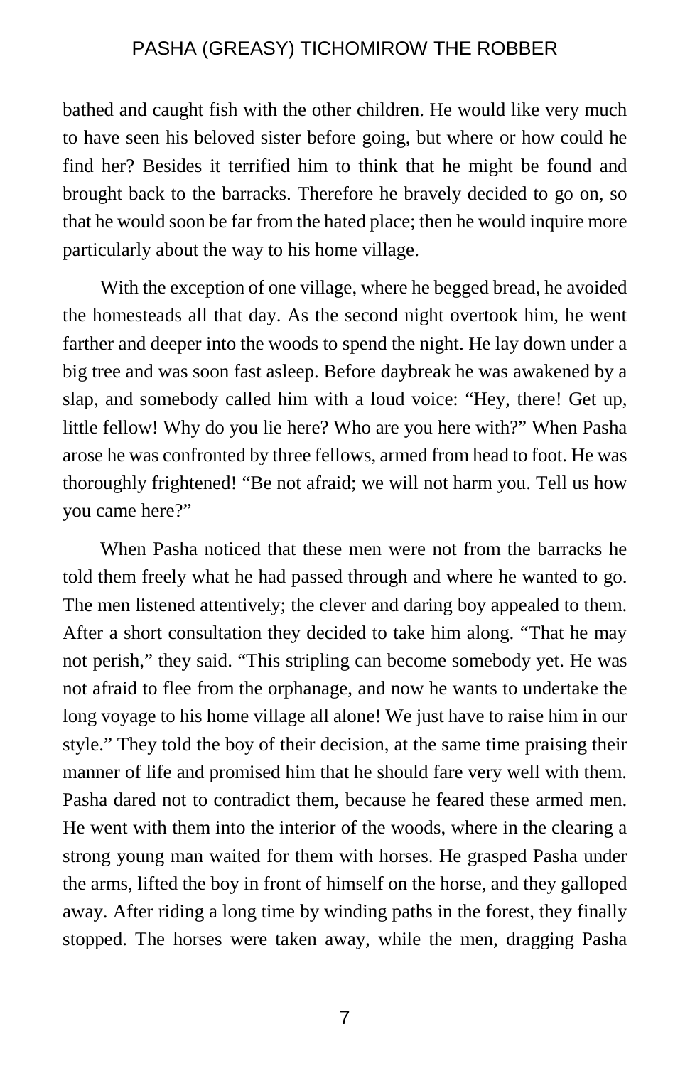bathed and caught fish with the other children. He would like very much to have seen his beloved sister before going, but where or how could he find her? Besides it terrified him to think that he might be found and brought back to the barracks. Therefore he bravely decided to go on, so that he would soon be far from the hated place; then he would inquire more particularly about the way to his home village.

With the exception of one village, where he begged bread, he avoided the homesteads all that day. As the second night overtook him, he went farther and deeper into the woods to spend the night. He lay down under a big tree and was soon fast asleep. Before daybreak he was awakened by a slap, and somebody called him with a loud voice: "Hey, there! Get up, little fellow! Why do you lie here? Who are you here with?" When Pasha arose he was confronted by three fellows, armed from head to foot. He was thoroughly frightened! "Be not afraid; we will not harm you. Tell us how you came here?"

When Pasha noticed that these men were not from the barracks he told them freely what he had passed through and where he wanted to go. The men listened attentively; the clever and daring boy appealed to them. After a short consultation they decided to take him along. "That he may not perish," they said. "This stripling can become somebody yet. He was not afraid to flee from the orphanage, and now he wants to undertake the long voyage to his home village all alone! We just have to raise him in our style." They told the boy of their decision, at the same time praising their manner of life and promised him that he should fare very well with them. Pasha dared not to contradict them, because he feared these armed men. He went with them into the interior of the woods, where in the clearing a strong young man waited for them with horses. He grasped Pasha under the arms, lifted the boy in front of himself on the horse, and they galloped away. After riding a long time by winding paths in the forest, they finally stopped. The horses were taken away, while the men, dragging Pasha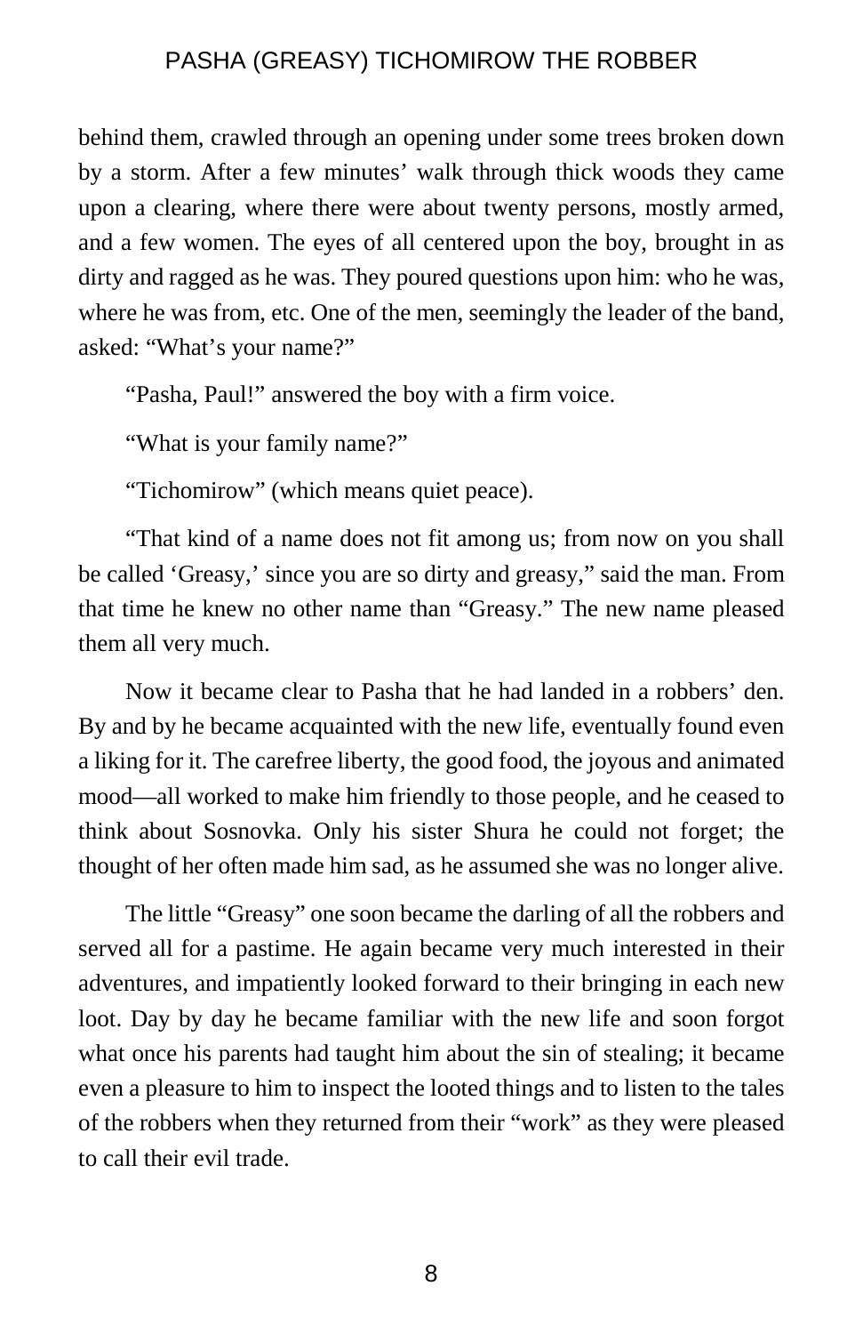behind them, crawled through an opening under some trees broken down by a storm. After a few minutes' walk through thick woods they came upon a clearing, where there were about twenty persons, mostly armed, and a few women. The eyes of all centered upon the boy, brought in as dirty and ragged as he was. They poured questions upon him: who he was, where he was from, etc. One of the men, seemingly the leader of the band, asked: "What's your name?"

"Pasha, Paul!" answered the boy with a firm voice.

"What is your family name?"

"Tichomirow" (which means quiet peace).

"That kind of a name does not fit among us; from now on you shall be called 'Greasy,' since you are so dirty and greasy," said the man. From that time he knew no other name than "Greasy." The new name pleased them all very much.

Now it became clear to Pasha that he had landed in a robbers' den. By and by he became acquainted with the new life, eventually found even a liking for it. The carefree liberty, the good food, the joyous and animated mood—all worked to make him friendly to those people, and he ceased to think about Sosnovka. Only his sister Shura he could not forget; the thought of her often made him sad, as he assumed she was no longer alive.

The little "Greasy" one soon became the darling of all the robbers and served all for a pastime. He again became very much interested in their adventures, and impatiently looked forward to their bringing in each new loot. Day by day he became familiar with the new life and soon forgot what once his parents had taught him about the sin of stealing; it became even a pleasure to him to inspect the looted things and to listen to the tales of the robbers when they returned from their "work" as they were pleased to call their evil trade.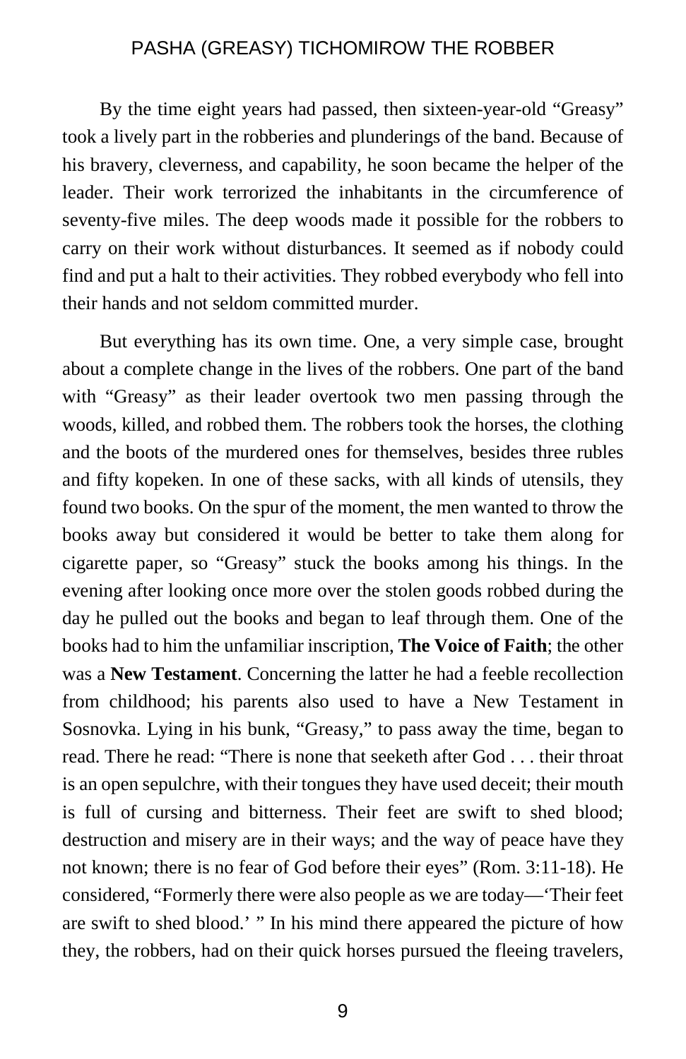By the time eight years had passed, then sixteen-year-old "Greasy" took a lively part in the robberies and plunderings of the band. Because of his bravery, cleverness, and capability, he soon became the helper of the leader. Their work terrorized the inhabitants in the circumference of seventy-five miles. The deep woods made it possible for the robbers to carry on their work without disturbances. It seemed as if nobody could find and put a halt to their activities. They robbed everybody who fell into their hands and not seldom committed murder.

But everything has its own time. One, a very simple case, brought about a complete change in the lives of the robbers. One part of the band with "Greasy" as their leader overtook two men passing through the woods, killed, and robbed them. The robbers took the horses, the clothing and the boots of the murdered ones for themselves, besides three rubles and fifty kopeken. In one of these sacks, with all kinds of utensils, they found two books. On the spur of the moment, the men wanted to throw the books away but considered it would be better to take them along for cigarette paper, so "Greasy" stuck the books among his things. In the evening after looking once more over the stolen goods robbed during the day he pulled out the books and began to leaf through them. One of the books had to him the unfamiliar inscription, **The Voice of Faith**; the other was a **New Testament**. Concerning the latter he had a feeble recollection from childhood; his parents also used to have a New Testament in Sosnovka. Lying in his bunk, "Greasy," to pass away the time, began to read. There he read: "There is none that seeketh after God . . . their throat is an open sepulchre, with their tongues they have used deceit; their mouth is full of cursing and bitterness. Their feet are swift to shed blood; destruction and misery are in their ways; and the way of peace have they not known; there is no fear of God before their eyes" (Rom. 3:11-18). He considered, "Formerly there were also people as we are today—'Their feet are swift to shed blood.' " In his mind there appeared the picture of how they, the robbers, had on their quick horses pursued the fleeing travelers,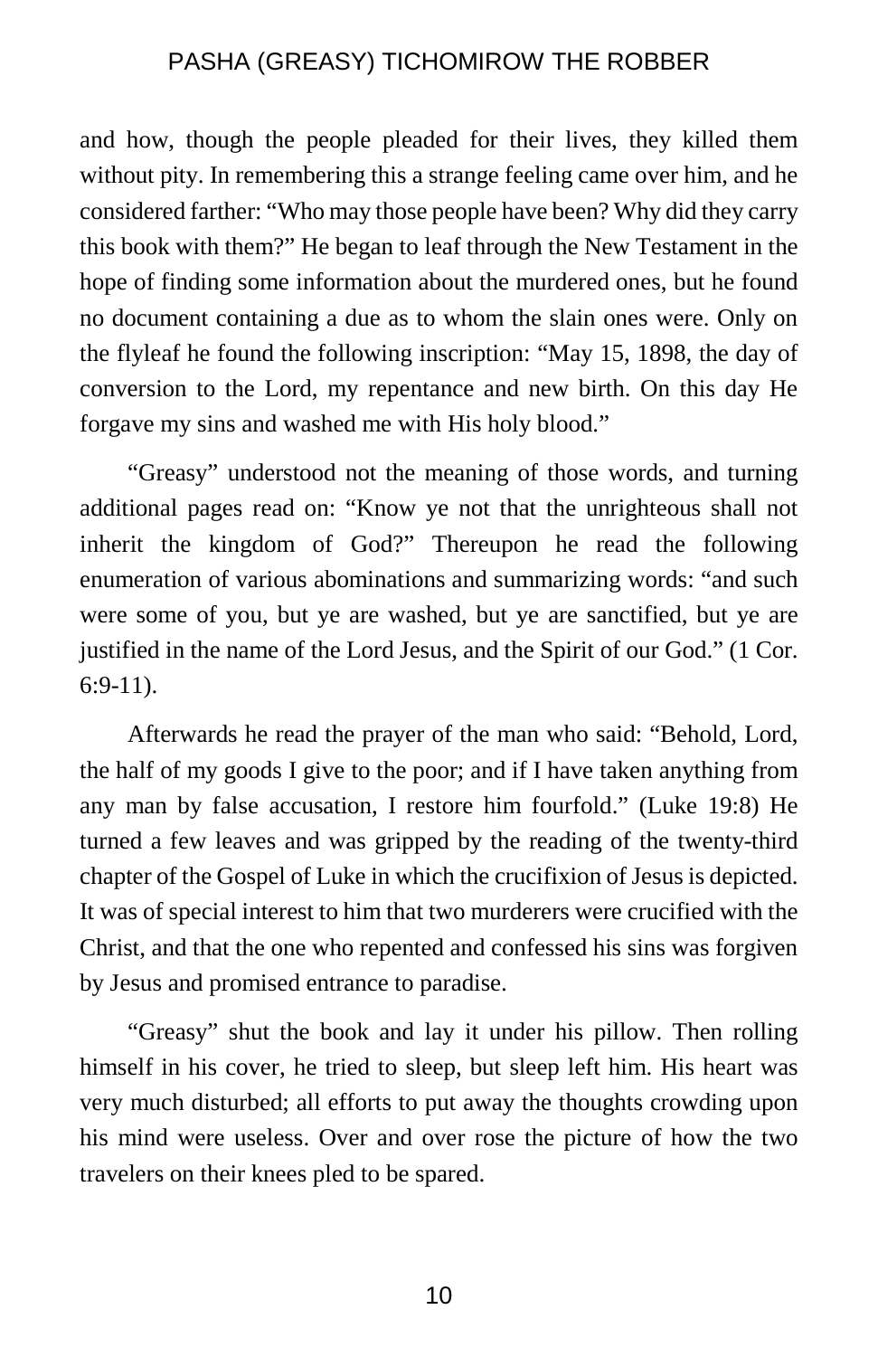and how, though the people pleaded for their lives, they killed them without pity. In remembering this a strange feeling came over him, and he considered farther: “Who may those people have been? Why did they carry this book with them?” He began to leaf through the New Testament in the hope of finding some information about the murdered ones, but he found no document containing a due as to whom the slain ones were. Only on the flyleaf he found the following inscription: “May 15, 1898, the day of conversion to the Lord, my repentance and new birth. On this day He forgave my sins and washed me with His holy blood.”

“Greasy” understood not the meaning of those words, and turning additional pages read on: “Know ye not that the unrighteous shall not inherit the kingdom of God?” Thereupon he read the following enumeration of various abominations and summarizing words: “and such were some of you, but ye are washed, but ye are sanctified, but ye are justified in the name of the Lord Jesus, and the Spirit of our God.” (1 Cor. 6:9-11).

Afterwards he read the prayer of the man who said: “Behold, Lord, the half of my goods I give to the poor; and if I have taken anything from any man by false accusation, I restore him fourfold.” (Luke 19:8) He turned a few leaves and was gripped by the reading of the twenty-third chapter of the Gospel of Luke in which the crucifixion of Jesus is depicted. It was of special interest to him that two murderers were crucified with the Christ, and that the one who repented and confessed his sins was forgiven by Jesus and promised entrance to paradise.

“Greasy” shut the book and lay it under his pillow. Then rolling himself in his cover, he tried to sleep, but sleep left him. His heart was very much disturbed; all efforts to put away the thoughts crowding upon his mind were useless. Over and over rose the picture of how the two travelers on their knees pled to be spared.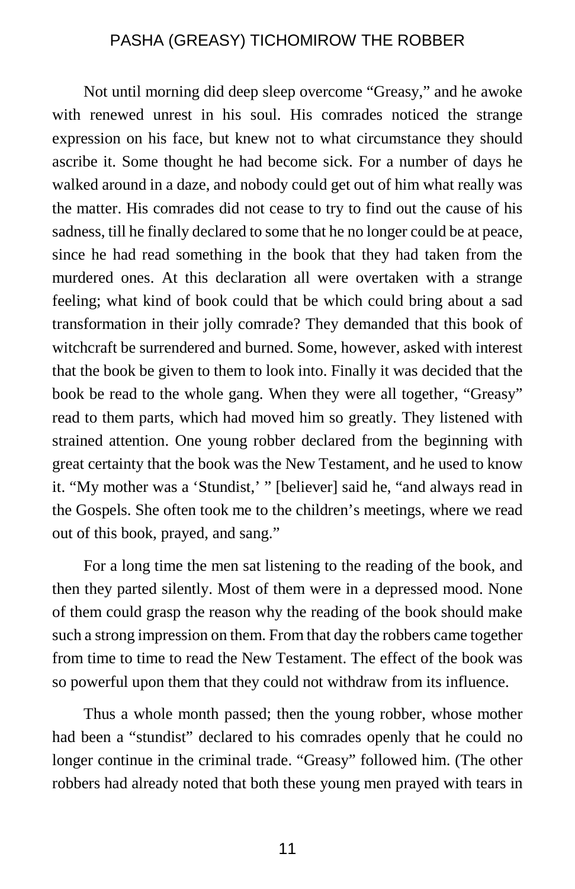Not until morning did deep sleep overcome “Greasy,” and he awoke with renewed unrest in his soul. His comrades noticed the strange expression on his face, but knew not to what circumstance they should ascribe it. Some thought he had become sick. For a number of days he walked around in a daze, and nobody could get out of him what really was the matter. His comrades did not cease to try to find out the cause of his sadness, till he finally declared to some that he no longer could be at peace, since he had read something in the book that they had taken from the murdered ones. At this declaration all were overtaken with a strange feeling; what kind of book could that be which could bring about a sad transformation in their jolly comrade? They demanded that this book of witchcraft be surrendered and burned. Some, however, asked with interest that the book be given to them to look into. Finally it was decided that the book be read to the whole gang. When they were all together, “Greasy” read to them parts, which had moved him so greatly. They listened with strained attention. One young robber declared from the beginning with great certainty that the book was the New Testament, and he used to know it. “My mother was a ‘Stundist,’ ” [believer] said he, “and always read in the Gospels. She often took me to the children’s meetings, where we read out of this book, prayed, and sang.”

For a long time the men sat listening to the reading of the book, and then they parted silently. Most of them were in a depressed mood. None of them could grasp the reason why the reading of the book should make such a strong impression on them. From that day the robbers came together from time to time to read the New Testament. The effect of the book was so powerful upon them that they could not withdraw from its influence.

Thus a whole month passed; then the young robber, whose mother had been a “stundist” declared to his comrades openly that he could no longer continue in the criminal trade. “Greasy” followed him. (The other robbers had already noted that both these young men prayed with tears in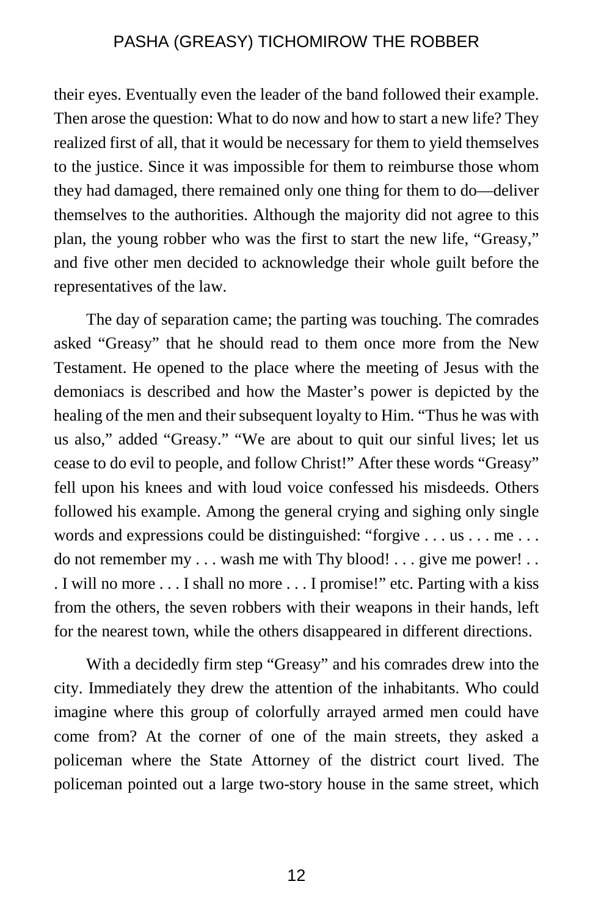their eyes. Eventually even the leader of the band followed their example. Then arose the question: What to do now and how to start a new life? They realized first of all, that it would be necessary for them to yield themselves to the justice. Since it was impossible for them to reimburse those whom they had damaged, there remained only one thing for them to do—deliver themselves to the authorities. Although the majority did not agree to this plan, the young robber who was the first to start the new life, "Greasy," and five other men decided to acknowledge their whole guilt before the representatives of the law.

The day of separation came; the parting was touching. The comrades asked "Greasy" that he should read to them once more from the New Testament. He opened to the place where the meeting of Jesus with the demoniacs is described and how the Master's power is depicted by the healing of the men and their subsequent loyalty to Him. "Thus he was with us also," added "Greasy." "We are about to quit our sinful lives; let us cease to do evil to people, and follow Christ!" After these words "Greasy" fell upon his knees and with loud voice confessed his misdeeds. Others followed his example. Among the general crying and sighing only single words and expressions could be distinguished: "forgive . . . us . . . me . . . do not remember my . . . wash me with Thy blood! . . . give me power! . . . I will no more . . . I shall no more . . . I promise!" etc. Parting with a kiss from the others, the seven robbers with their weapons in their hands, left for the nearest town, while the others disappeared in different directions.

With a decidedly firm step "Greasy" and his comrades drew into the city. Immediately they drew the attention of the inhabitants. Who could imagine where this group of colorfully arrayed armed men could have come from? At the corner of one of the main streets, they asked a policeman where the State Attorney of the district court lived. The policeman pointed out a large two-story house in the same street, which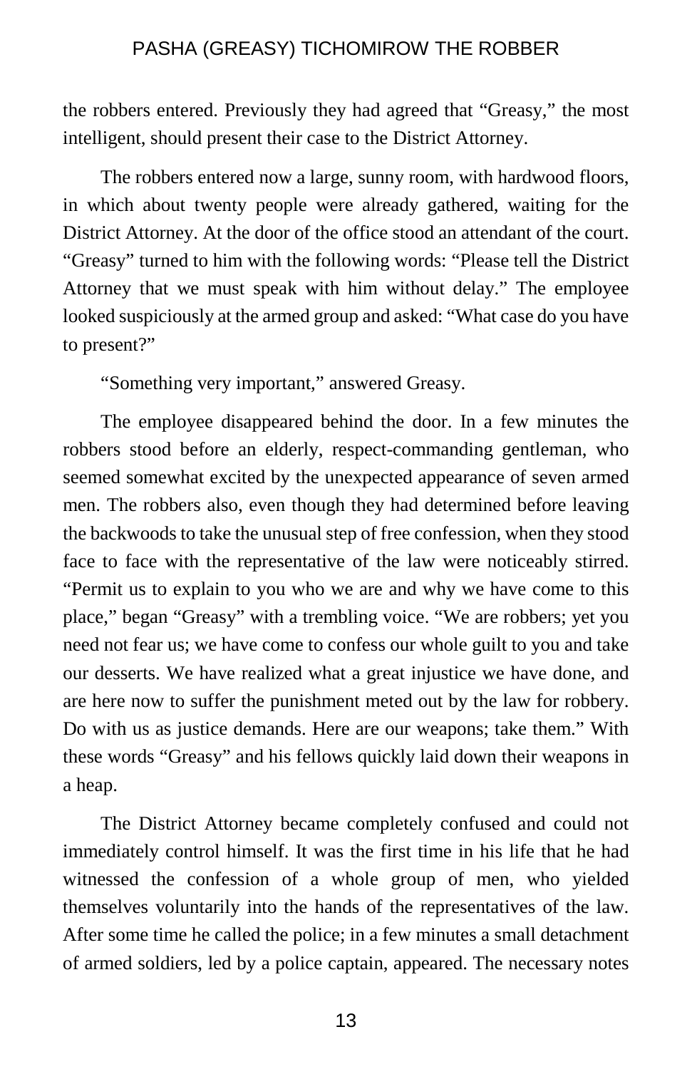the robbers entered. Previously they had agreed that “Greasy,” the most intelligent, should present their case to the District Attorney.

The robbers entered now a large, sunny room, with hardwood floors, in which about twenty people were already gathered, waiting for the District Attorney. At the door of the office stood an attendant of the court. “Greasy” turned to him with the following words: “Please tell the District Attorney that we must speak with him without delay.” The employee looked suspiciously at the armed group and asked: “What case do you have to present?”

“Something very important,” answered Greasy.

The employee disappeared behind the door. In a few minutes the robbers stood before an elderly, respect-commanding gentleman, who seemed somewhat excited by the unexpected appearance of seven armed men. The robbers also, even though they had determined before leaving the backwoods to take the unusual step of free confession, when they stood face to face with the representative of the law were noticeably stirred. “Permit us to explain to you who we are and why we have come to this place,” began “Greasy” with a trembling voice. “We are robbers; yet you need not fear us; we have come to confess our whole guilt to you and take our desserts. We have realized what a great injustice we have done, and are here now to suffer the punishment meted out by the law for robbery. Do with us as justice demands. Here are our weapons; take them.” With these words “Greasy” and his fellows quickly laid down their weapons in a heap.

The District Attorney became completely confused and could not immediately control himself. It was the first time in his life that he had witnessed the confession of a whole group of men, who yielded themselves voluntarily into the hands of the representatives of the law. After some time he called the police; in a few minutes a small detachment of armed soldiers, led by a police captain, appeared. The necessary notes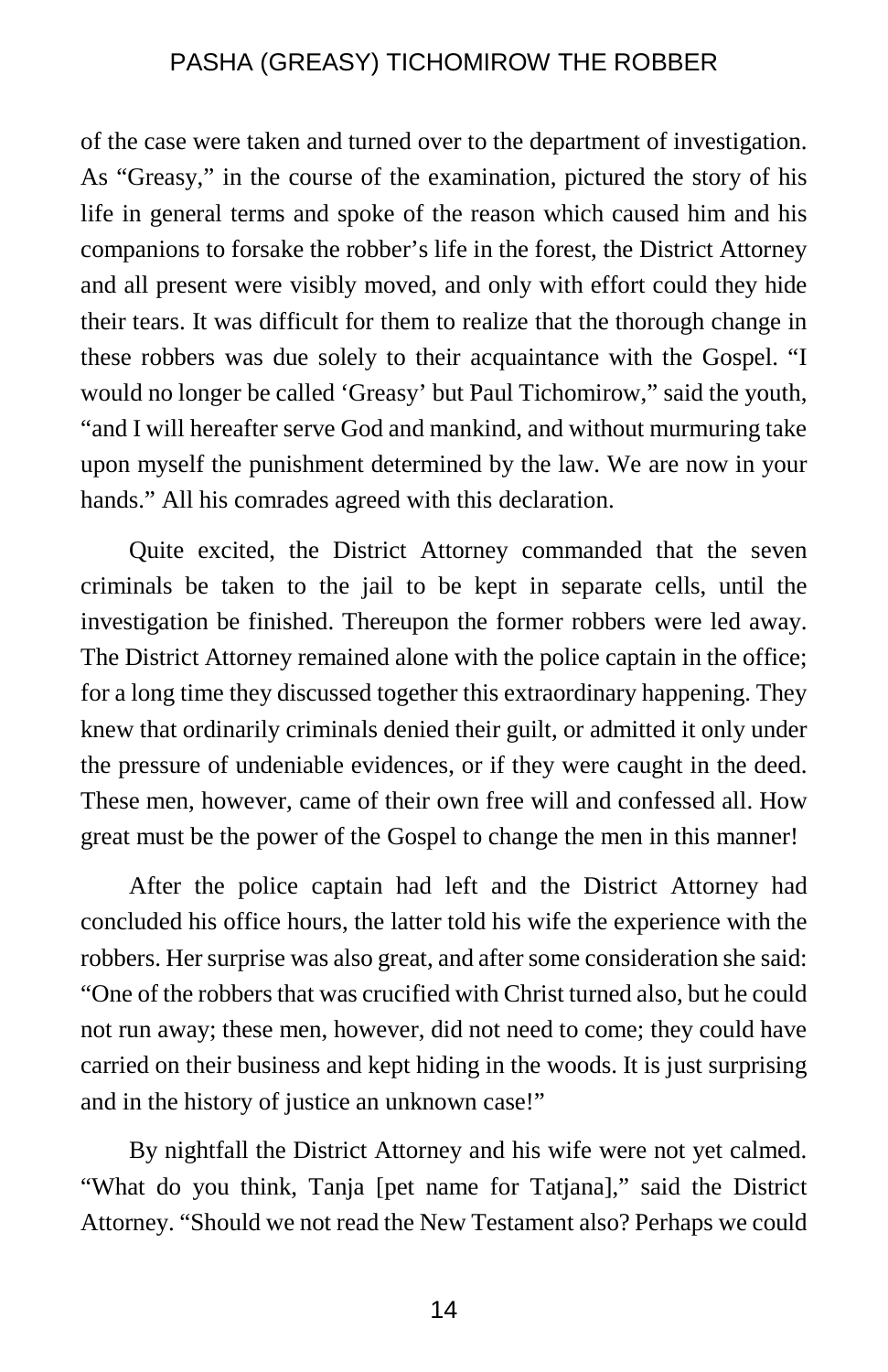of the case were taken and turned over to the department of investigation. As "Greasy," in the course of the examination, pictured the story of his life in general terms and spoke of the reason which caused him and his companions to forsake the robber's life in the forest, the District Attorney and all present were visibly moved, and only with effort could they hide their tears. It was difficult for them to realize that the thorough change in these robbers was due solely to their acquaintance with the Gospel. "I would no longer be called 'Greasy' but Paul Tichomirow," said the youth, "and I will hereafter serve God and mankind, and without murmuring take upon myself the punishment determined by the law. We are now in your hands." All his comrades agreed with this declaration.

Quite excited, the District Attorney commanded that the seven criminals be taken to the jail to be kept in separate cells, until the investigation be finished. Thereupon the former robbers were led away. The District Attorney remained alone with the police captain in the office; for a long time they discussed together this extraordinary happening. They knew that ordinarily criminals denied their guilt, or admitted it only under the pressure of undeniable evidences, or if they were caught in the deed. These men, however, came of their own free will and confessed all. How great must be the power of the Gospel to change the men in this manner!

After the police captain had left and the District Attorney had concluded his office hours, the latter told his wife the experience with the robbers. Her surprise was also great, and after some consideration she said: "One of the robbers that was crucified with Christ turned also, but he could not run away; these men, however, did not need to come; they could have carried on their business and kept hiding in the woods. It is just surprising and in the history of justice an unknown case!"

By nightfall the District Attorney and his wife were not yet calmed. "What do you think, Tanja [pet name for Tatjana]," said the District Attorney. "Should we not read the New Testament also? Perhaps we could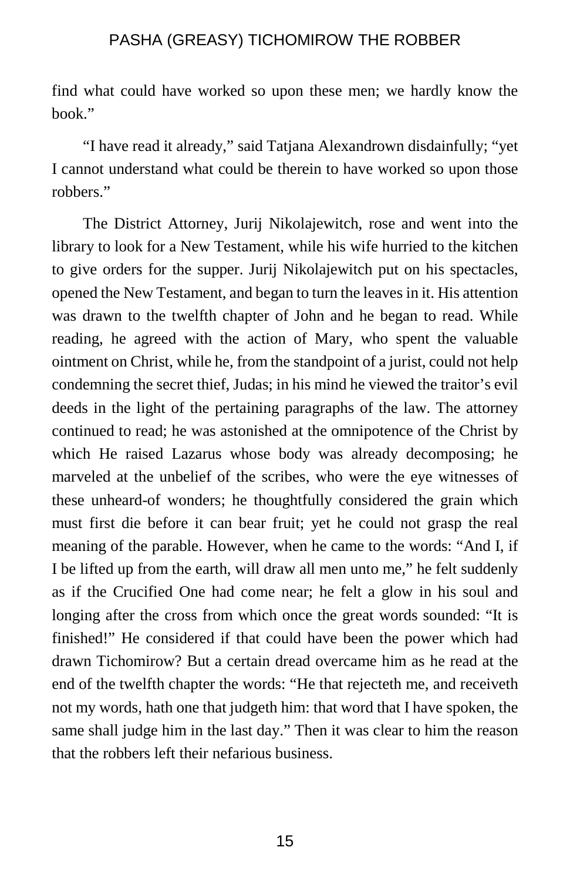find what could have worked so upon these men; we hardly know the book."

"I have read it already," said Tatjana Alexandrown disdainfully; "yet I cannot understand what could be therein to have worked so upon those robbers."

The District Attorney, Jurij Nikolajewitch, rose and went into the library to look for a New Testament, while his wife hurried to the kitchen to give orders for the supper. Jurij Nikolajewitch put on his spectacles, opened the New Testament, and began to turn the leaves in it. His attention was drawn to the twelfth chapter of John and he began to read. While reading, he agreed with the action of Mary, who spent the valuable ointment on Christ, while he, from the standpoint of a jurist, could not help condemning the secret thief, Judas; in his mind he viewed the traitor's evil deeds in the light of the pertaining paragraphs of the law. The attorney continued to read; he was astonished at the omnipotence of the Christ by which He raised Lazarus whose body was already decomposing; he marveled at the unbelief of the scribes, who were the eye witnesses of these unheard-of wonders; he thoughtfully considered the grain which must first die before it can bear fruit; yet he could not grasp the real meaning of the parable. However, when he came to the words: "And I, if I be lifted up from the earth, will draw all men unto me," he felt suddenly as if the Crucified One had come near; he felt a glow in his soul and longing after the cross from which once the great words sounded: "It is finished!" He considered if that could have been the power which had drawn Tichomirow? But a certain dread overcame him as he read at the end of the twelfth chapter the words: "He that rejecteth me, and receiveth not my words, hath one that judgeth him: that word that I have spoken, the same shall judge him in the last day." Then it was clear to him the reason that the robbers left their nefarious business.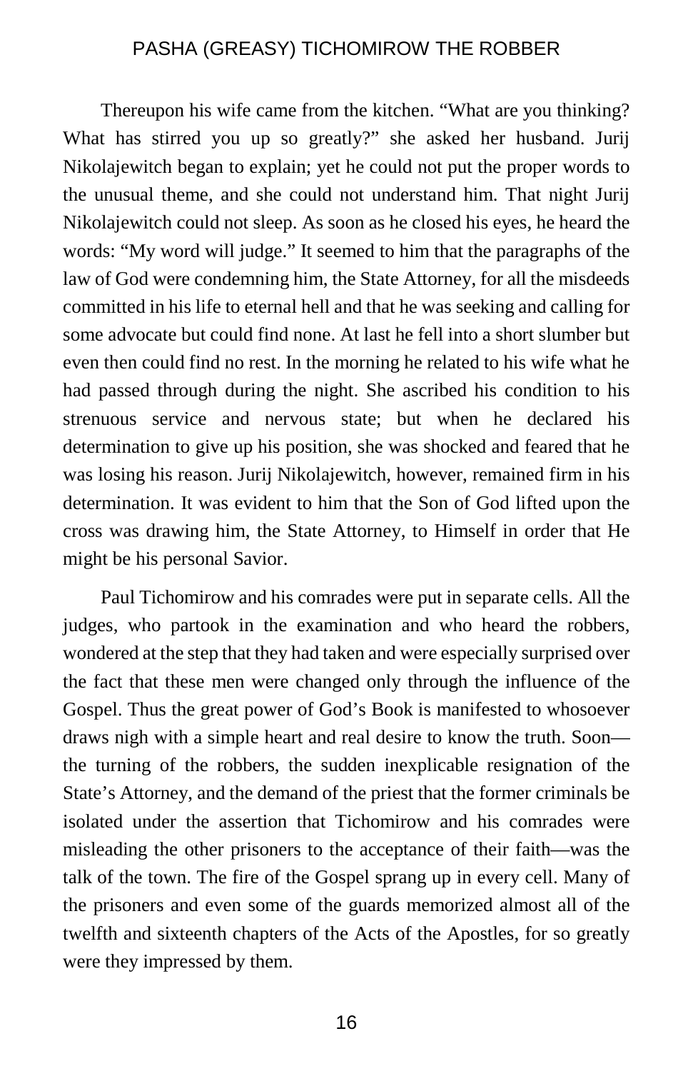Thereupon his wife came from the kitchen. “What are you thinking? What has stirred you up so greatly?” she asked her husband. Jurij Nikolajewitch began to explain; yet he could not put the proper words to the unusual theme, and she could not understand him. That night Jurij Nikolajewitch could not sleep. As soon as he closed his eyes, he heard the words: “My word will judge.” It seemed to him that the paragraphs of the law of God were condemning him, the State Attorney, for all the misdeeds committed in his life to eternal hell and that he was seeking and calling for some advocate but could find none. At last he fell into a short slumber but even then could find no rest. In the morning he related to his wife what he had passed through during the night. She ascribed his condition to his strenuous service and nervous state; but when he declared his determination to give up his position, she was shocked and feared that he was losing his reason. Jurij Nikolajewitch, however, remained firm in his determination. It was evident to him that the Son of God lifted upon the cross was drawing him, the State Attorney, to Himself in order that He might be his personal Savior.

Paul Tichomirow and his comrades were put in separate cells. All the judges, who partook in the examination and who heard the robbers, wondered at the step that they had taken and were especially surprised over the fact that these men were changed only through the influence of the Gospel. Thus the great power of God’s Book is manifested to whosoever draws nigh with a simple heart and real desire to know the truth. Soon—the turning of the robbers, the sudden inexplicable resignation of the State’s Attorney, and the demand of the priest that the former criminals be isolated under the assertion that Tichomirow and his comrades were misleading the other prisoners to the acceptance of their faith—was the talk of the town. The fire of the Gospel sprang up in every cell. Many of the prisoners and even some of the guards memorized almost all of the twelfth and sixteenth chapters of the Acts of the Apostles, for so greatly were they impressed by them.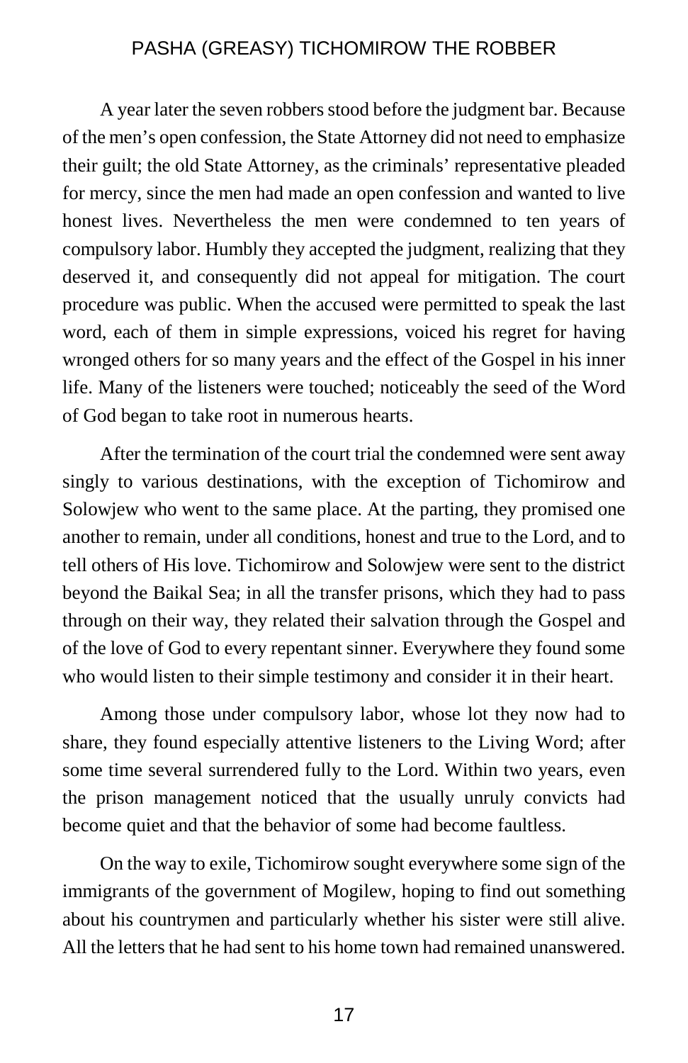A year later the seven robbers stood before the judgment bar. Because of the men's open confession, the State Attorney did not need to emphasize their guilt; the old State Attorney, as the criminals' representative pleaded for mercy, since the men had made an open confession and wanted to live honest lives. Nevertheless the men were condemned to ten years of compulsory labor. Humbly they accepted the judgment, realizing that they deserved it, and consequently did not appeal for mitigation. The court procedure was public. When the accused were permitted to speak the last word, each of them in simple expressions, voiced his regret for having wronged others for so many years and the effect of the Gospel in his inner life. Many of the listeners were touched; noticeably the seed of the Word of God began to take root in numerous hearts.

After the termination of the court trial the condemned were sent away singly to various destinations, with the exception of Tichomirow and Solowjew who went to the same place. At the parting, they promised one another to remain, under all conditions, honest and true to the Lord, and to tell others of His love. Tichomirow and Solowjew were sent to the district beyond the Baikal Sea; in all the transfer prisons, which they had to pass through on their way, they related their salvation through the Gospel and of the love of God to every repentant sinner. Everywhere they found some who would listen to their simple testimony and consider it in their heart.

Among those under compulsory labor, whose lot they now had to share, they found especially attentive listeners to the Living Word; after some time several surrendered fully to the Lord. Within two years, even the prison management noticed that the usually unruly convicts had become quiet and that the behavior of some had become faultless.

On the way to exile, Tichomirow sought everywhere some sign of the immigrants of the government of Mogilew, hoping to find out something about his countrymen and particularly whether his sister were still alive. All the letters that he had sent to his home town had remained unanswered.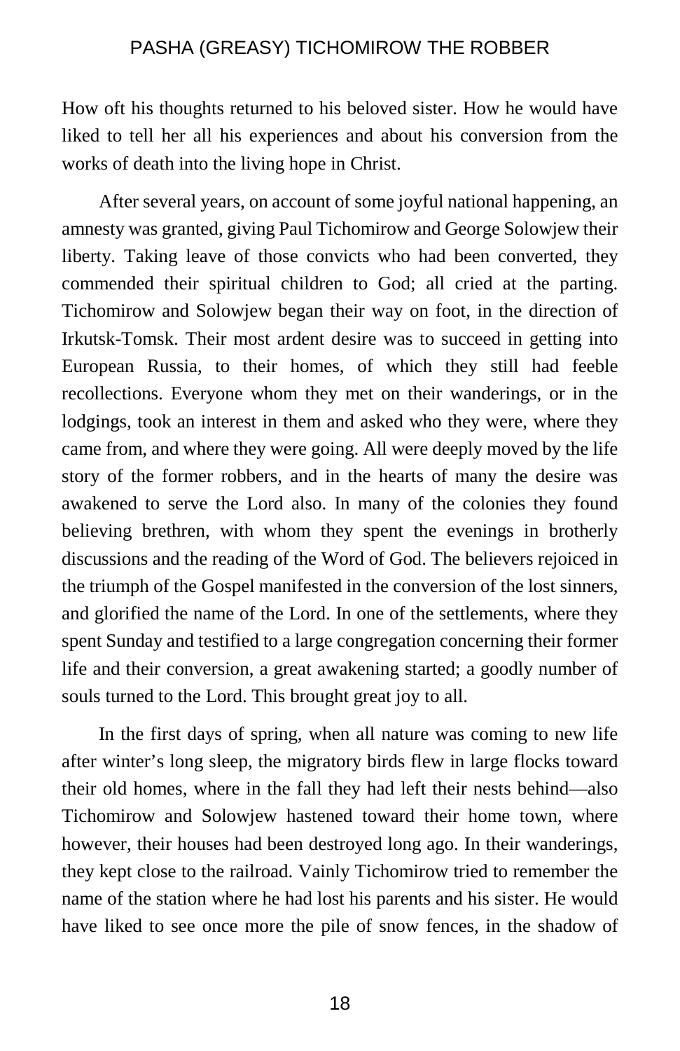How oft his thoughts returned to his beloved sister. How he would have liked to tell her all his experiences and about his conversion from the works of death into the living hope in Christ.

After several years, on account of some joyful national happening, an amnesty was granted, giving Paul Tichomirow and George Solowjew their liberty. Taking leave of those convicts who had been converted, they commended their spiritual children to God; all cried at the parting. Tichomirow and Solowjew began their way on foot, in the direction of Irkutsk-Tomsk. Their most ardent desire was to succeed in getting into European Russia, to their homes, of which they still had feeble recollections. Everyone whom they met on their wanderings, or in the lodgings, took an interest in them and asked who they were, where they came from, and where they were going. All were deeply moved by the life story of the former robbers, and in the hearts of many the desire was awakened to serve the Lord also. In many of the colonies they found believing brethren, with whom they spent the evenings in brotherly discussions and the reading of the Word of God. The believers rejoiced in the triumph of the Gospel manifested in the conversion of the lost sinners, and glorified the name of the Lord. In one of the settlements, where they spent Sunday and testified to a large congregation concerning their former life and their conversion, a great awakening started; a goodly number of souls turned to the Lord. This brought great joy to all.

In the first days of spring, when all nature was coming to new life after winter's long sleep, the migratory birds flew in large flocks toward their old homes, where in the fall they had left their nests behind—also Tichomirow and Solowjew hastened toward their home town, where however, their houses had been destroyed long ago. In their wanderings, they kept close to the railroad. Vainly Tichomirow tried to remember the name of the station where he had lost his parents and his sister. He would have liked to see once more the pile of snow fences, in the shadow of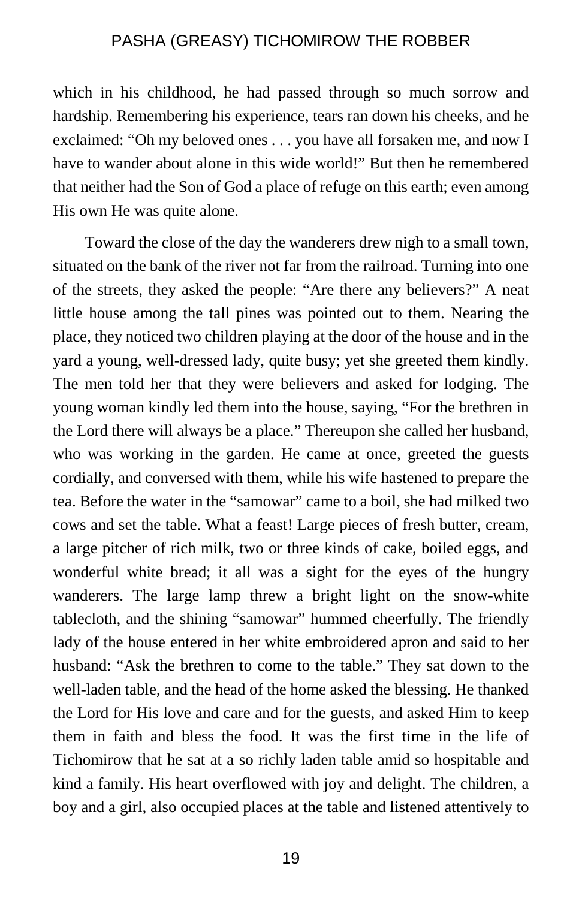which in his childhood, he had passed through so much sorrow and hardship. Remembering his experience, tears ran down his cheeks, and he exclaimed: “Oh my beloved ones . . . you have all forsaken me, and now I have to wander about alone in this wide world!” But then he remembered that neither had the Son of God a place of refuge on this earth; even among His own He was quite alone.

Toward the close of the day the wanderers drew nigh to a small town, situated on the bank of the river not far from the railroad. Turning into one of the streets, they asked the people: “Are there any believers?” A neat little house among the tall pines was pointed out to them. Nearing the place, they noticed two children playing at the door of the house and in the yard a young, well-dressed lady, quite busy; yet she greeted them kindly. The men told her that they were believers and asked for lodging. The young woman kindly led them into the house, saying, “For the brethren in the Lord there will always be a place.” Thereupon she called her husband, who was working in the garden. He came at once, greeted the guests cordially, and conversed with them, while his wife hastened to prepare the tea. Before the water in the “samowar” came to a boil, she had milked two cows and set the table. What a feast! Large pieces of fresh butter, cream, a large pitcher of rich milk, two or three kinds of cake, boiled eggs, and wonderful white bread; it all was a sight for the eyes of the hungry wanderers. The large lamp threw a bright light on the snow-white tablecloth, and the shining “samowar” hummed cheerfully. The friendly lady of the house entered in her white embroidered apron and said to her husband: “Ask the brethren to come to the table.” They sat down to the well-laden table, and the head of the home asked the blessing. He thanked the Lord for His love and care and for the guests, and asked Him to keep them in faith and bless the food. It was the first time in the life of Tichomirow that he sat at a so richly laden table amid so hospitable and kind a family. His heart overflowed with joy and delight. The children, a boy and a girl, also occupied places at the table and listened attentively to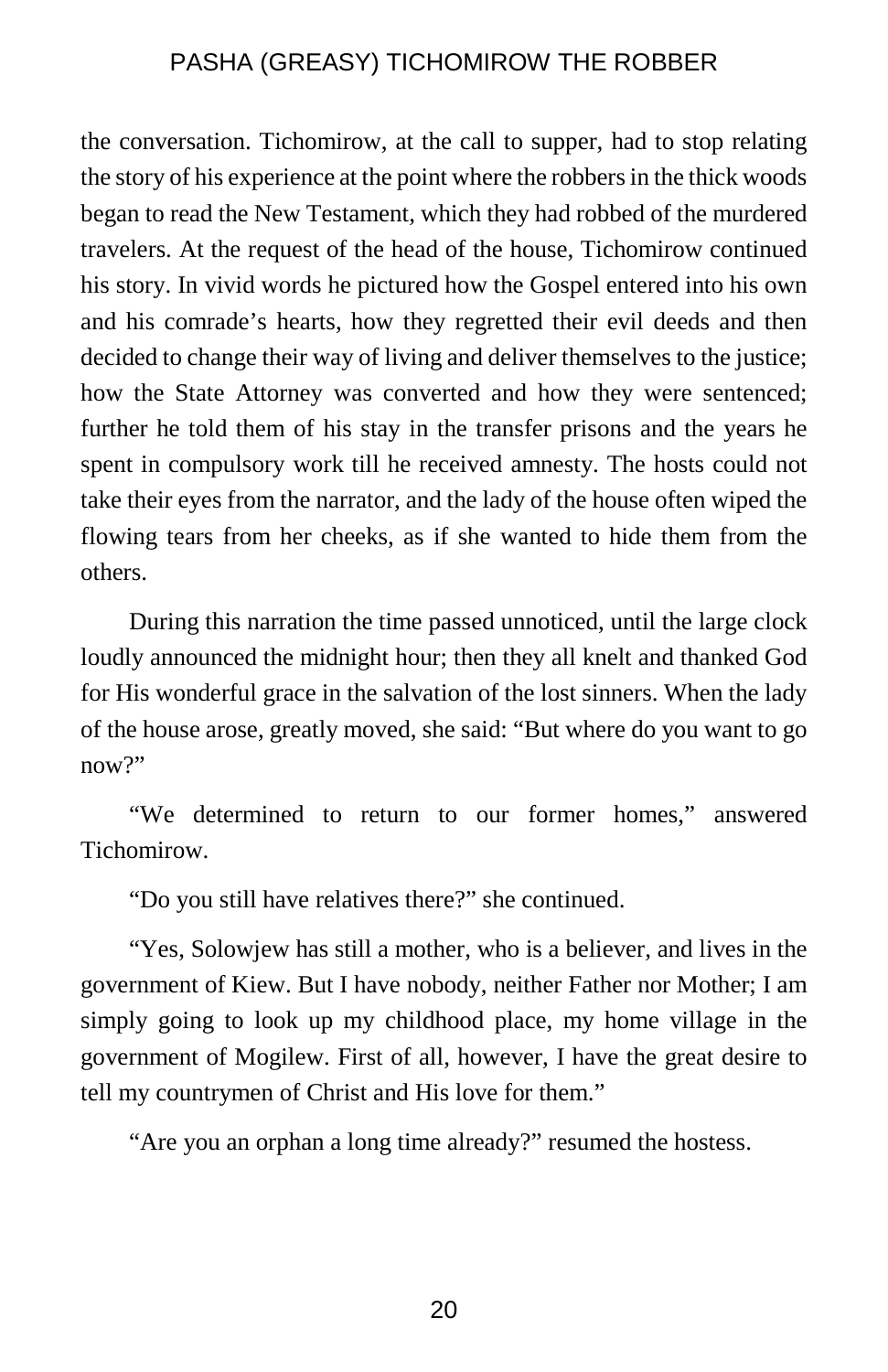the conversation. Tichomirow, at the call to supper, had to stop relating the story of his experience at the point where the robbers in the thick woods began to read the New Testament, which they had robbed of the murdered travelers. At the request of the head of the house, Tichomirow continued his story. In vivid words he pictured how the Gospel entered into his own and his comrade's hearts, how they regretted their evil deeds and then decided to change their way of living and deliver themselves to the justice; how the State Attorney was converted and how they were sentenced; further he told them of his stay in the transfer prisons and the years he spent in compulsory work till he received amnesty. The hosts could not take their eyes from the narrator, and the lady of the house often wiped the flowing tears from her cheeks, as if she wanted to hide them from the others.

During this narration the time passed unnoticed, until the large clock loudly announced the midnight hour; then they all knelt and thanked God for His wonderful grace in the salvation of the lost sinners. When the lady of the house arose, greatly moved, she said: "But where do you want to go now?"

"We determined to return to our former homes," answered Tichomirow.

"Do you still have relatives there?" she continued.

"Yes, Solowjew has still a mother, who is a believer, and lives in the government of Kiew. But I have nobody, neither Father nor Mother; I am simply going to look up my childhood place, my home village in the government of Mogilew. First of all, however, I have the great desire to tell my countrymen of Christ and His love for them."

"Are you an orphan a long time already?" resumed the hostess.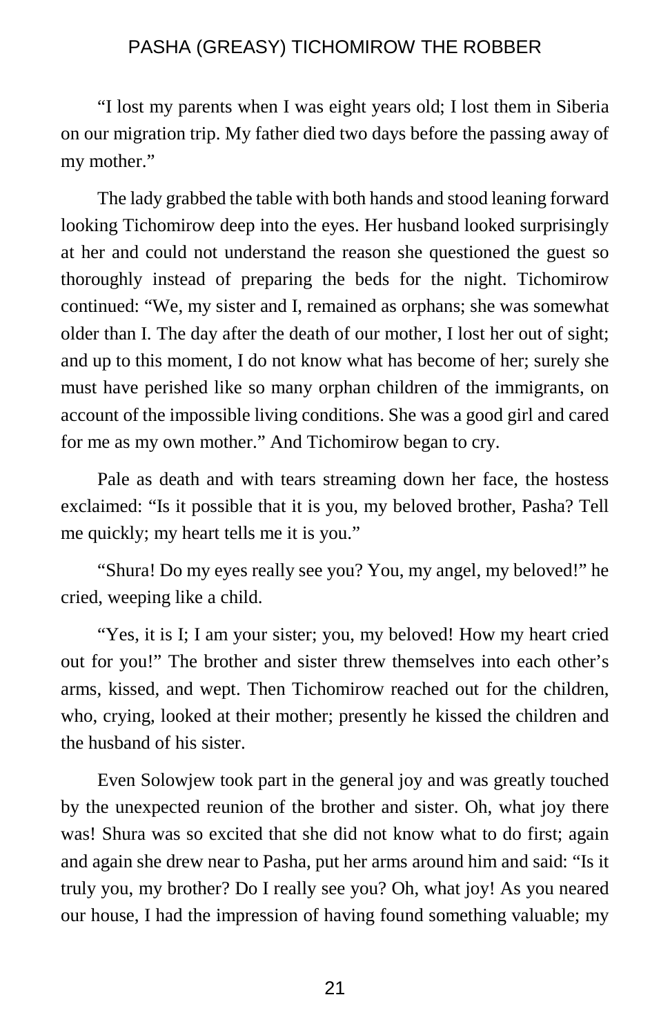"I lost my parents when I was eight years old; I lost them in Siberia on our migration trip. My father died two days before the passing away of my mother."

The lady grabbed the table with both hands and stood leaning forward looking Tichomirow deep into the eyes. Her husband looked surprisingly at her and could not understand the reason she questioned the guest so thoroughly instead of preparing the beds for the night. Tichomirow continued: "We, my sister and I, remained as orphans; she was somewhat older than I. The day after the death of our mother, I lost her out of sight; and up to this moment, I do not know what has become of her; surely she must have perished like so many orphan children of the immigrants, on account of the impossible living conditions. She was a good girl and cared for me as my own mother." And Tichomirow began to cry.

Pale as death and with tears streaming down her face, the hostess exclaimed: "Is it possible that it is you, my beloved brother, Pasha? Tell me quickly; my heart tells me it is you."

"Shura! Do my eyes really see you? You, my angel, my beloved!" he cried, weeping like a child.

"Yes, it is I; I am your sister; you, my beloved! How my heart cried out for you!" The brother and sister threw themselves into each other's arms, kissed, and wept. Then Tichomirow reached out for the children, who, crying, looked at their mother; presently he kissed the children and the husband of his sister.

Even Solowjew took part in the general joy and was greatly touched by the unexpected reunion of the brother and sister. Oh, what joy there was! Shura was so excited that she did not know what to do first; again and again she drew near to Pasha, put her arms around him and said: "Is it truly you, my brother? Do I really see you? Oh, what joy! As you neared our house, I had the impression of having found something valuable; my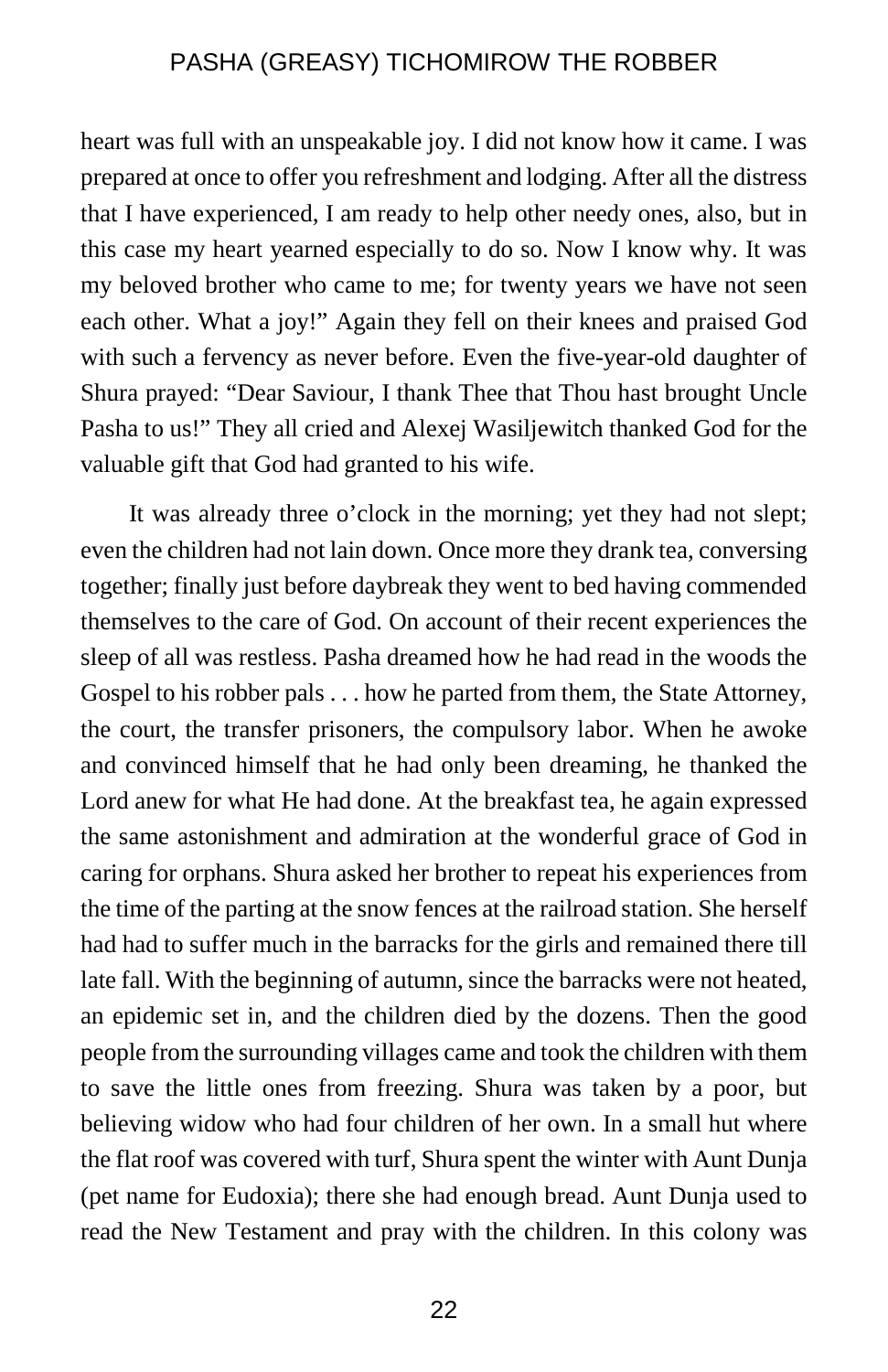heart was full with an unspeakable joy. I did not know how it came. I was prepared at once to offer you refreshment and lodging. After all the distress that I have experienced, I am ready to help other needy ones, also, but in this case my heart yearned especially to do so. Now I know why. It was my beloved brother who came to me; for twenty years we have not seen each other. What a joy!" Again they fell on their knees and praised God with such a fervency as never before. Even the five-year-old daughter of Shura prayed: "Dear Saviour, I thank Thee that Thou hast brought Uncle Pasha to us!" They all cried and Alexej Wasiljewitch thanked God for the valuable gift that God had granted to his wife.

It was already three o'clock in the morning; yet they had not slept; even the children had not lain down. Once more they drank tea, conversing together; finally just before daybreak they went to bed having commended themselves to the care of God. On account of their recent experiences the sleep of all was restless. Pasha dreamed how he had read in the woods the Gospel to his robber pals . . . how he parted from them, the State Attorney, the court, the transfer prisoners, the compulsory labor. When he awoke and convinced himself that he had only been dreaming, he thanked the Lord anew for what He had done. At the breakfast tea, he again expressed the same astonishment and admiration at the wonderful grace of God in caring for orphans. Shura asked her brother to repeat his experiences from the time of the parting at the snow fences at the railroad station. She herself had had to suffer much in the barracks for the girls and remained there till late fall. With the beginning of autumn, since the barracks were not heated, an epidemic set in, and the children died by the dozens. Then the good people from the surrounding villages came and took the children with them to save the little ones from freezing. Shura was taken by a poor, but believing widow who had four children of her own. In a small hut where the flat roof was covered with turf, Shura spent the winter with Aunt Dunja (pet name for Eudoxia); there she had enough bread. Aunt Dunja used to read the New Testament and pray with the children. In this colony was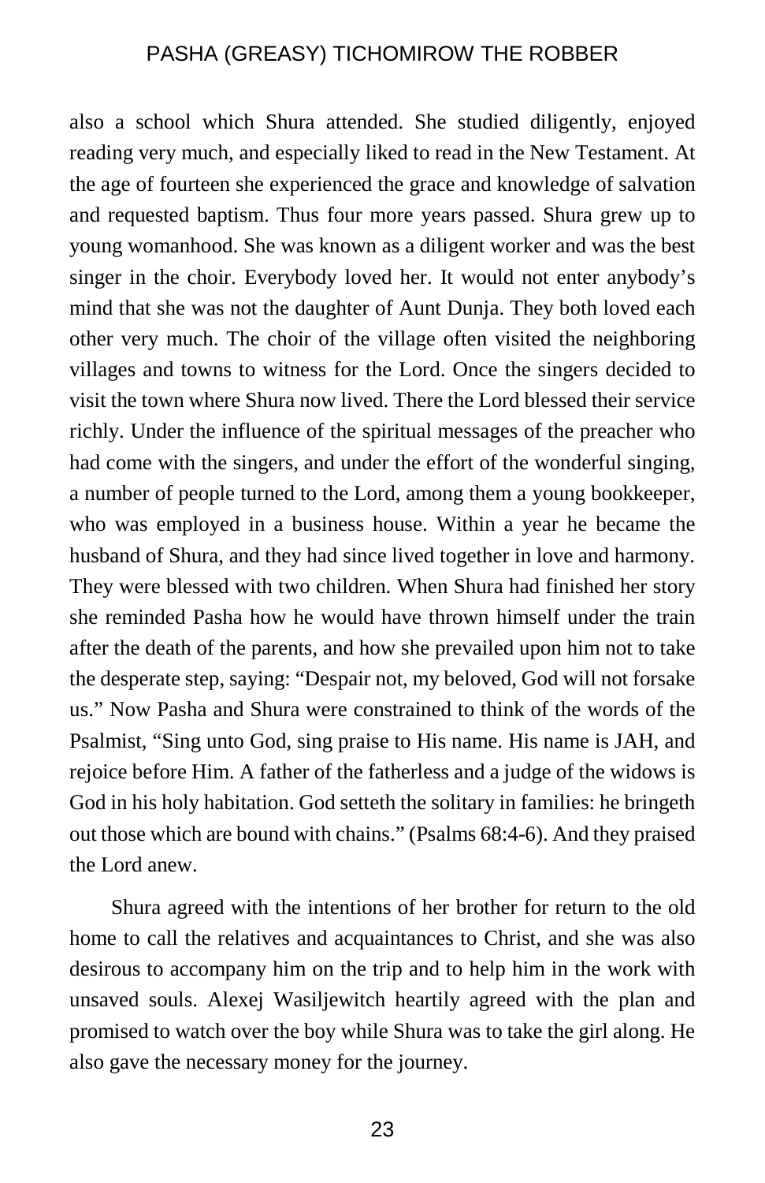also a school which Shura attended. She studied diligently, enjoyed reading very much, and especially liked to read in the New Testament. At the age of fourteen she experienced the grace and knowledge of salvation and requested baptism. Thus four more years passed. Shura grew up to young womanhood. She was known as a diligent worker and was the best singer in the choir. Everybody loved her. It would not enter anybody's mind that she was not the daughter of Aunt Dunja. They both loved each other very much. The choir of the village often visited the neighboring villages and towns to witness for the Lord. Once the singers decided to visit the town where Shura now lived. There the Lord blessed their service richly. Under the influence of the spiritual messages of the preacher who had come with the singers, and under the effort of the wonderful singing, a number of people turned to the Lord, among them a young bookkeeper, who was employed in a business house. Within a year he became the husband of Shura, and they had since lived together in love and harmony. They were blessed with two children. When Shura had finished her story she reminded Pasha how he would have thrown himself under the train after the death of the parents, and how she prevailed upon him not to take the desperate step, saying: "Despair not, my beloved, God will not forsake us." Now Pasha and Shura were constrained to think of the words of the Psalmist, "Sing unto God, sing praise to His name. His name is JAH, and rejoice before Him. A father of the fatherless and a judge of the widows is God in his holy habitation. God setteth the solitary in families: he bringeth out those which are bound with chains." (Psalms 68:4-6). And they praised the Lord anew.

Shura agreed with the intentions of her brother for return to the old home to call the relatives and acquaintances to Christ, and she was also desirous to accompany him on the trip and to help him in the work with unsaved souls. Alexej Wasiljewitch heartily agreed with the plan and promised to watch over the boy while Shura was to take the girl along. He also gave the necessary money for the journey.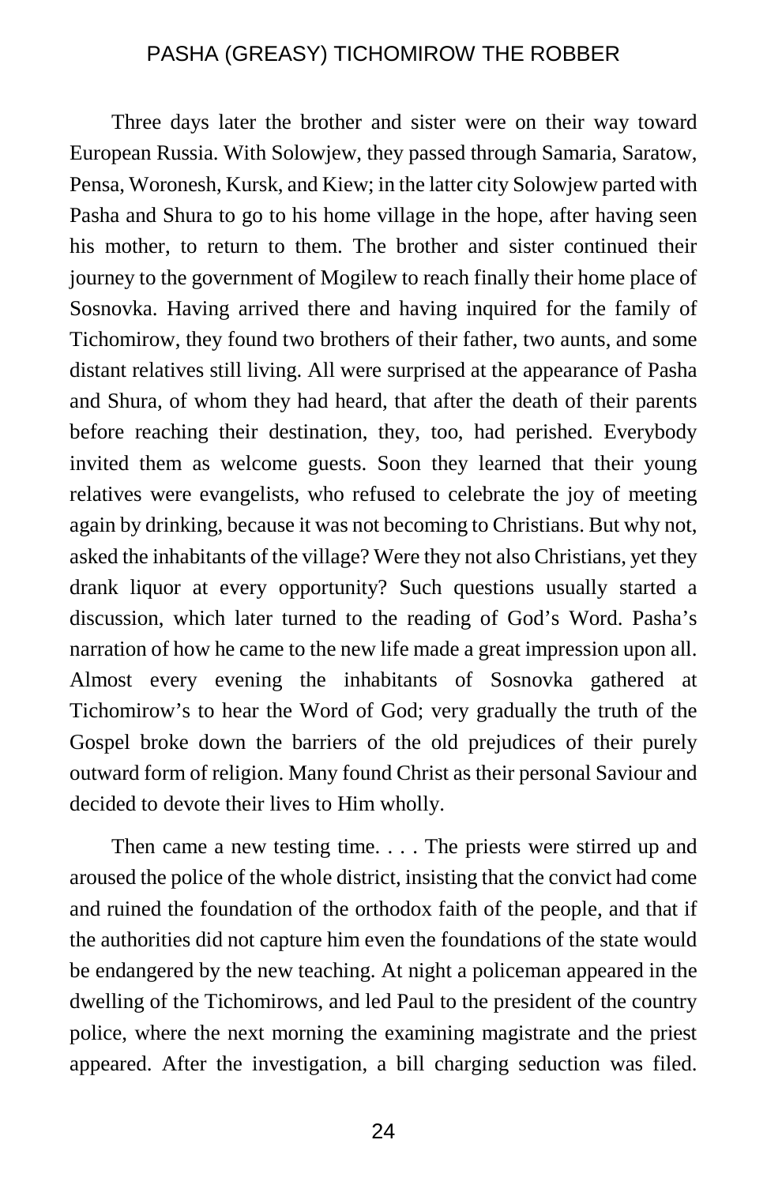Three days later the brother and sister were on their way toward European Russia. With Solowjew, they passed through Samaria, Saratow, Pensa, Woronesh, Kursk, and Kiew; in the latter city Solowjew parted with Pasha and Shura to go to his home village in the hope, after having seen his mother, to return to them. The brother and sister continued their journey to the government of Mogilew to reach finally their home place of Sosnovka. Having arrived there and having inquired for the family of Tichomirow, they found two brothers of their father, two aunts, and some distant relatives still living. All were surprised at the appearance of Pasha and Shura, of whom they had heard, that after the death of their parents before reaching their destination, they, too, had perished. Everybody invited them as welcome guests. Soon they learned that their young relatives were evangelists, who refused to celebrate the joy of meeting again by drinking, because it was not becoming to Christians. But why not, asked the inhabitants of the village? Were they not also Christians, yet they drank liquor at every opportunity? Such questions usually started a discussion, which later turned to the reading of God's Word. Pasha's narration of how he came to the new life made a great impression upon all. Almost every evening the inhabitants of Sosnovka gathered at Tichomirow's to hear the Word of God; very gradually the truth of the Gospel broke down the barriers of the old prejudices of their purely outward form of religion. Many found Christ as their personal Saviour and decided to devote their lives to Him wholly.

Then came a new testing time. . . . The priests were stirred up and aroused the police of the whole district, insisting that the convict had come and ruined the foundation of the orthodox faith of the people, and that if the authorities did not capture him even the foundations of the state would be endangered by the new teaching. At night a policeman appeared in the dwelling of the Tichomirows, and led Paul to the president of the country police, where the next morning the examining magistrate and the priest appeared. After the investigation, a bill charging seduction was filed.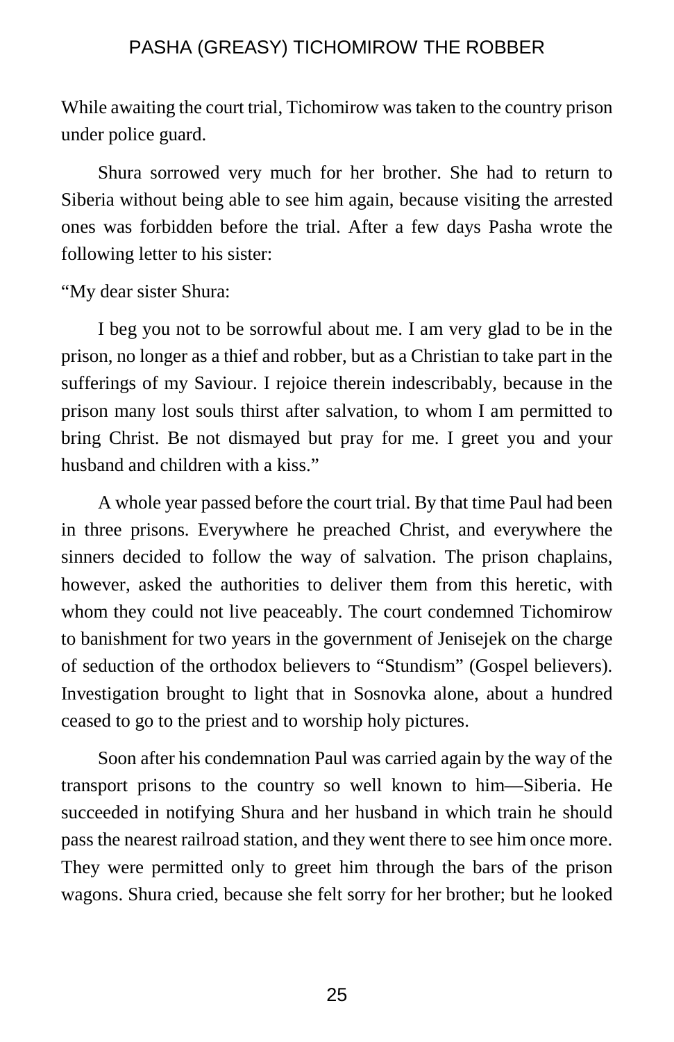While awaiting the court trial, Tichomirow was taken to the country prison under police guard.

Shura sorrowed very much for her brother. She had to return to Siberia without being able to see him again, because visiting the arrested ones was forbidden before the trial. After a few days Pasha wrote the following letter to his sister:

“My dear sister Shura:

I beg you not to be sorrowful about me. I am very glad to be in the prison, no longer as a thief and robber, but as a Christian to take part in the sufferings of my Saviour. I rejoice therein indescribably, because in the prison many lost souls thirst after salvation, to whom I am permitted to bring Christ. Be not dismayed but pray for me. I greet you and your husband and children with a kiss.”

A whole year passed before the court trial. By that time Paul had been in three prisons. Everywhere he preached Christ, and everywhere the sinners decided to follow the way of salvation. The prison chaplains, however, asked the authorities to deliver them from this heretic, with whom they could not live peaceably. The court condemned Tichomirow to banishment for two years in the government of Jenisejek on the charge of seduction of the orthodox believers to “Stundism” (Gospel believers). Investigation brought to light that in Sosnovka alone, about a hundred ceased to go to the priest and to worship holy pictures.

Soon after his condemnation Paul was carried again by the way of the transport prisons to the country so well known to him—Siberia. He succeeded in notifying Shura and her husband in which train he should pass the nearest railroad station, and they went there to see him once more. They were permitted only to greet him through the bars of the prison wagons. Shura cried, because she felt sorry for her brother; but he looked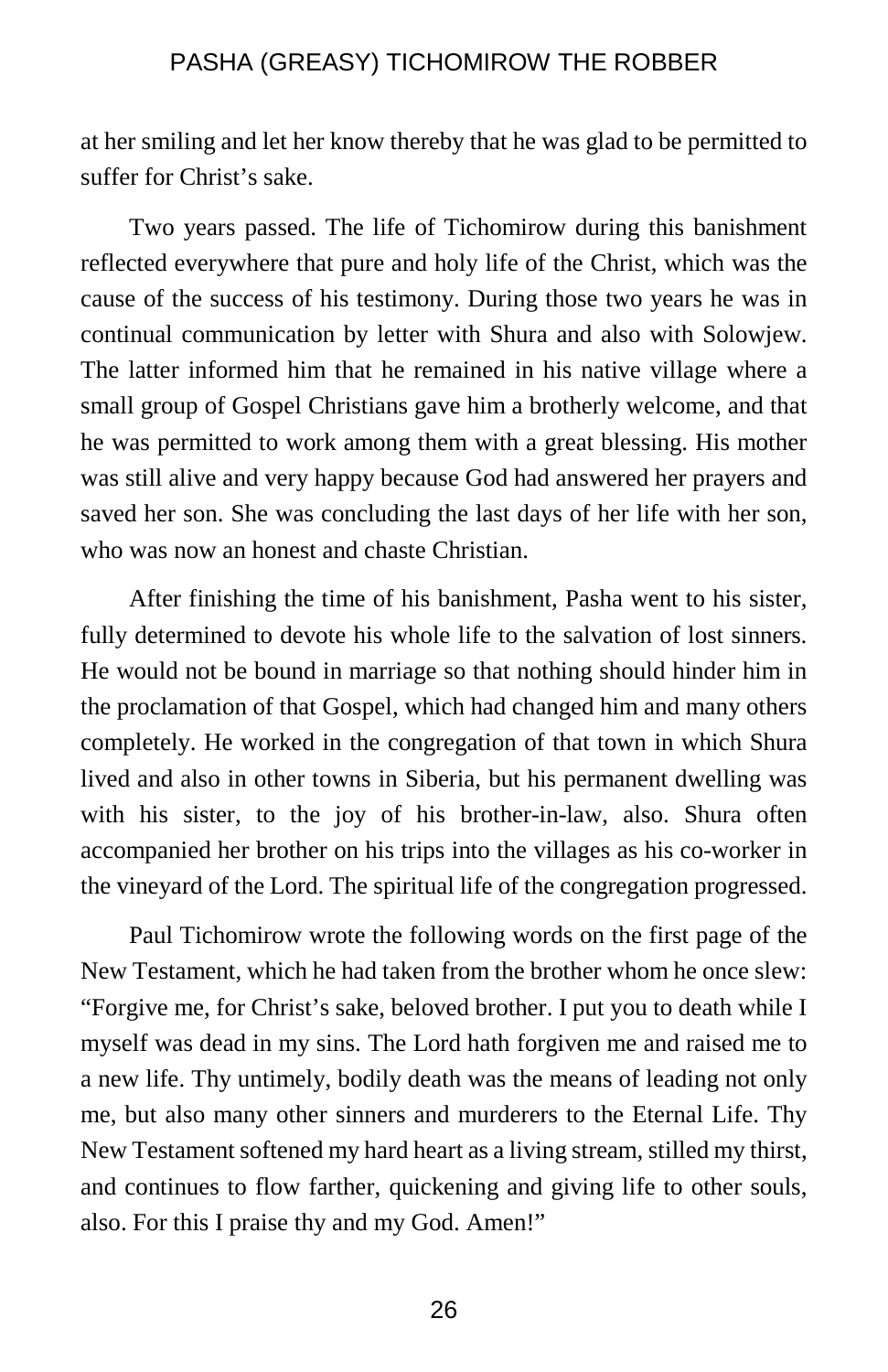at her smiling and let her know thereby that he was glad to be permitted to suffer for Christ's sake.

Two years passed. The life of Tichomirow during this banishment reflected everywhere that pure and holy life of the Christ, which was the cause of the success of his testimony. During those two years he was in continual communication by letter with Shura and also with Solowjew. The latter informed him that he remained in his native village where a small group of Gospel Christians gave him a brotherly welcome, and that he was permitted to work among them with a great blessing. His mother was still alive and very happy because God had answered her prayers and saved her son. She was concluding the last days of her life with her son, who was now an honest and chaste Christian.

After finishing the time of his banishment, Pasha went to his sister, fully determined to devote his whole life to the salvation of lost sinners. He would not be bound in marriage so that nothing should hinder him in the proclamation of that Gospel, which had changed him and many others completely. He worked in the congregation of that town in which Shura lived and also in other towns in Siberia, but his permanent dwelling was with his sister, to the joy of his brother-in-law, also. Shura often accompanied her brother on his trips into the villages as his co-worker in the vineyard of the Lord. The spiritual life of the congregation progressed.

Paul Tichomirow wrote the following words on the first page of the New Testament, which he had taken from the brother whom he once slew: "Forgive me, for Christ's sake, beloved brother. I put you to death while I myself was dead in my sins. The Lord hath forgiven me and raised me to a new life. Thy untimely, bodily death was the means of leading not only me, but also many other sinners and murderers to the Eternal Life. Thy New Testament softened my hard heart as a living stream, stilled my thirst, and continues to flow farther, quickening and giving life to other souls, also. For this I praise thy and my God. Amen!"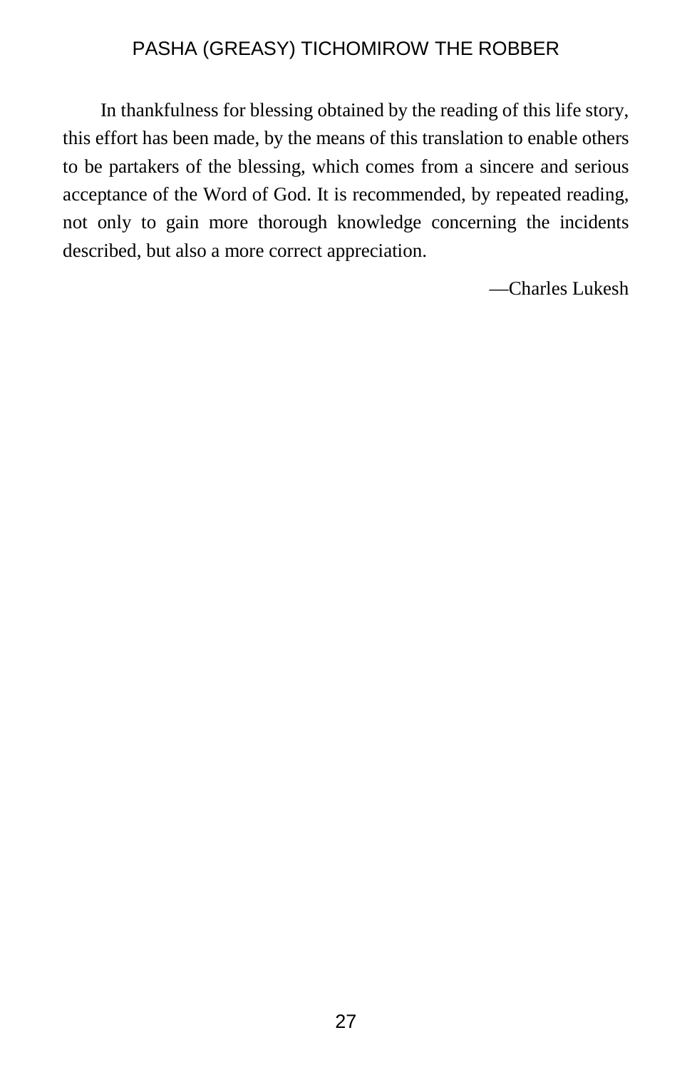In thankfulness for blessing obtained by the reading of this life story, this effort has been made, by the means of this translation to enable others to be partakers of the blessing, which comes from a sincere and serious acceptance of the Word of God. It is recommended, by repeated reading, not only to gain more thorough knowledge concerning the incidents described, but also a more correct appreciation.

—Charles Lukesh